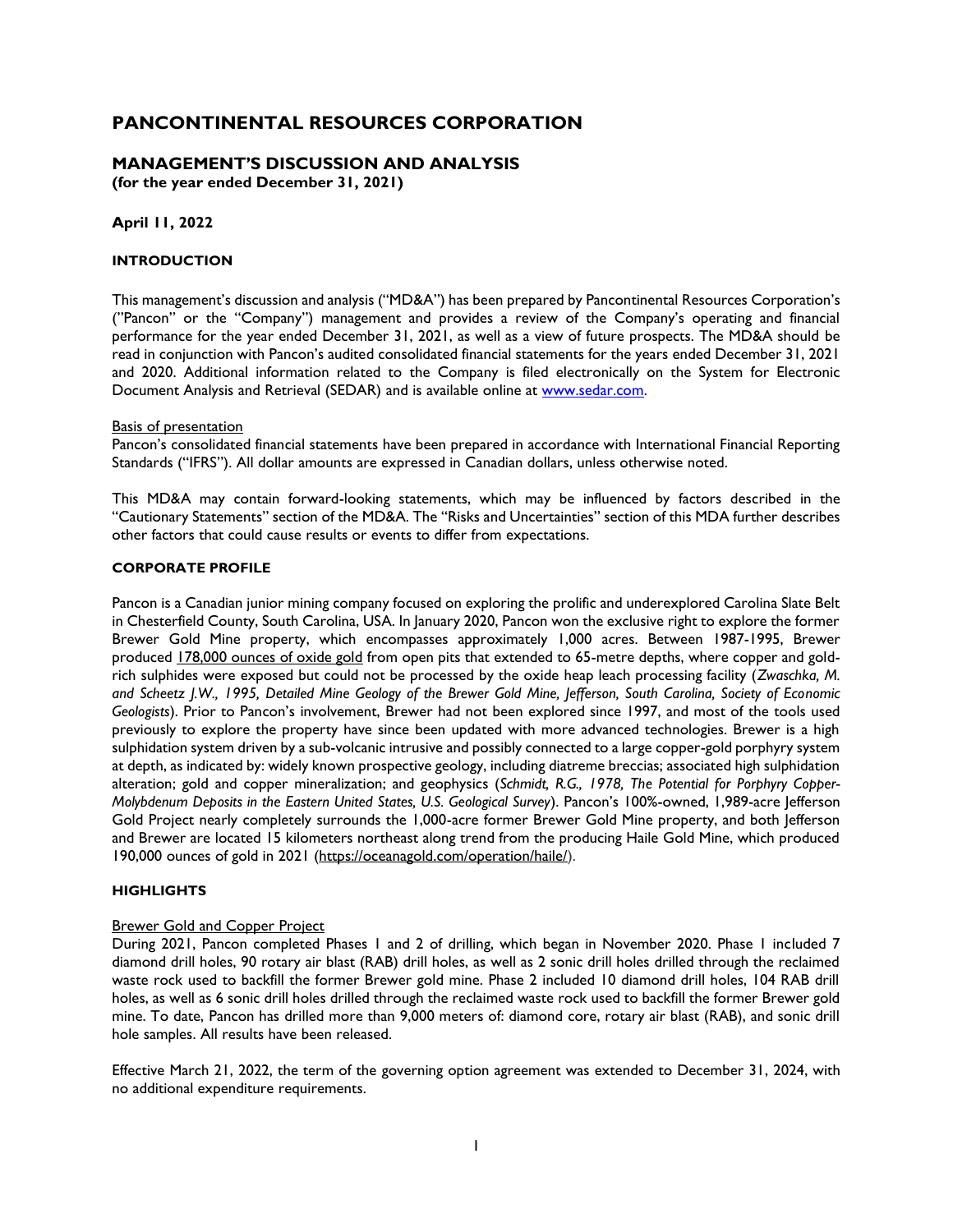# PANCONTINENTAL RESOURCES CORPORATION

## MANAGEMENT'S DISCUSSION AND ANALYSIS

**(for the year ended December 31, 2021)**

**April 11, 2022**

### INTRODUCTION

This management's discussion and analysis ("MD&A") has been prepared by Pancontinental Resources Corporation's ("Pancon" or the "Company") management and provides a review of the Company's operating and financial performance for the year ended December 31, 2021, as well as a view of future prospects. The MD&A should be read in conjunction with Pancon's audited consolidated financial statements for the years ended December 31, 2021 and 2020. Additional information related to the Company is filed electronically on the System for Electronic Document Analysis and Retrieval (SEDAR) and is available online at www.sedar.com.

Basis of presentation

Pancon's consolidated financial statements have been prepared in accordance with International Financial Reporting Standards ("IFRS"). All dollar amounts are expressed in Canadian dollars, unless otherwise noted.

This MD&A may contain forward-looking statements, which may be influenced by factors described in the "Cautionary Statements" section of the MD&A. The "Risks and Uncertainties" section of this MDA further describes other factors that could cause results or events to differ from expectations.

### CORPORATE PROFILE

Pancon is a Canadian junior mining company focused on exploring the prolific and underexplored Carolina Slate Belt in Chesterfield County, South Carolina, USA. In January 2020, Pancon won the exclusive right to explore the former Brewer Gold Mine property, which encompasses approximately 1,000 acres. Between 1987-1995, Brewer produced 178,000 ounces of oxide gold from open pits that extended to 65-metre depths, where copper and gold-rich sulphides were exposed but could not be processed by the oxide heap leach processing facility (*Zwaschka, M. and Scheetz J.W., 1995, Detailed Mine Geology of the Brewer Gold Mine, Jefferson, South Carolina, Society of Economic Geologists*). Prior to Pancon's involvement, Brewer had not been explored since 1997, and most of the tools used previously to explore the property have since been updated with more advanced technologies. Brewer is a high sulphidation system driven by a sub-volcanic intrusive and possibly connected to a large copper-gold porphyry system at depth, as indicated by: widely known prospective geology, including diatreme breccias; associated high sulphidation alteration; gold and copper mineralization; and geophysics (*Schmidt, R.G., 1978, The Potential for Porphyry Copper-Molybdenum Deposits in the Eastern United States, U.S. Geological Survey*). Pancon's 100%-owned, 1,989-acre Jefferson Gold Project nearly completely surrounds the 1,000-acre former Brewer Gold Mine property, and both Jefferson and Brewer are located 15 kilometers northeast along trend from the producing Haile Gold Mine, which produced 190,000 ounces of gold in 2021 (https://oceanagold.com/operation/haile/).

### HIGHLIGHTS

Brewer Gold and Copper Project

During 2021, Pancon completed Phases 1 and 2 of drilling, which began in November 2020. Phase 1 included 7 diamond drill holes, 90 rotary air blast (RAB) drill holes, as well as 2 sonic drill holes drilled through the reclaimed waste rock used to backfill the former Brewer gold mine. Phase 2 included 10 diamond drill holes, 104 RAB drill holes, as well as 6 sonic drill holes drilled through the reclaimed waste rock used to backfill the former Brewer gold mine. To date, Pancon has drilled more than 9,000 meters of: diamond core, rotary air blast (RAB), and sonic drill hole samples. All results have been released.

Effective March 21, 2022, the term of the governing option agreement was extended to December 31, 2024, with no additional expenditure requirements.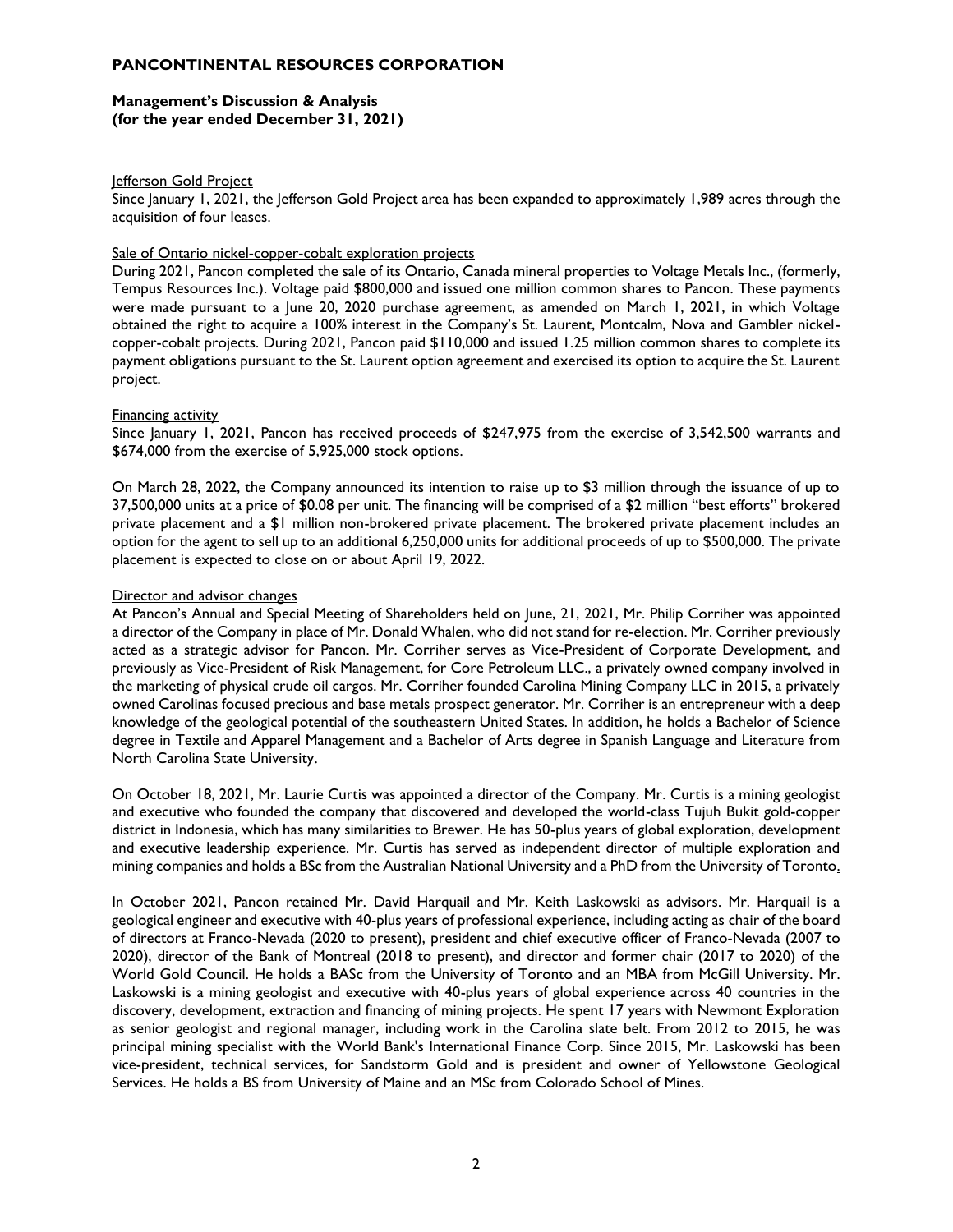Jefferson Gold Project

Since January 1, 2021, the Jefferson Gold Project area has been expanded to approximately 1,989 acres through the acquisition of four leases.

Sale of Ontario nickel-copper-cobalt exploration projects

During 2021, Pancon completed the sale of its Ontario, Canada mineral properties to Voltage Metals Inc., (formerly, Tempus Resources Inc.). Voltage paid $800,000 and issued one million common shares to Pancon. These payments were made pursuant to a June 20, 2020 purchase agreement, as amended on March 1, 2021, in which Voltage obtained the right to acquire a 100% interest in the Company's St. Laurent, Montcalm, Nova and Gambler nickel-copper-cobalt projects. During 2021, Pancon paid $110,000 and issued 1.25 million common shares to complete its payment obligations pursuant to the St. Laurent option agreement and exercised its option to acquire the St. Laurent project.

Financing activity

Since January 1, 2021, Pancon has received proceeds of $247,975 from the exercise of 3,542,500 warrants and $674,000 from the exercise of 5,925,000 stock options.

On March 28, 2022, the Company announced its intention to raise up to $3 million through the issuance of up to 37,500,000 units at a price of $0.08 per unit. The financing will be comprised of a $2 million "best efforts" brokered private placement and a $1 million non-brokered private placement. The brokered private placement includes an option for the agent to sell up to an additional 6,250,000 units for additional proceeds of up to $500,000. The private placement is expected to close on or about April 19, 2022.

Director and advisor changes

At Pancon's Annual and Special Meeting of Shareholders held on June, 21, 2021, Mr. Philip Corriher was appointed a director of the Company in place of Mr. Donald Whalen, who did not stand for re-election. Mr. Corriher previously acted as a strategic advisor for Pancon. Mr. Corriher serves as Vice-President of Corporate Development, and previously as Vice-President of Risk Management, for Core Petroleum LLC., a privately owned company involved in the marketing of physical crude oil cargos. Mr. Corriher founded Carolina Mining Company LLC in 2015, a privately owned Carolinas focused precious and base metals prospect generator. Mr. Corriher is an entrepreneur with a deep knowledge of the geological potential of the southeastern United States. In addition, he holds a Bachelor of Science degree in Textile and Apparel Management and a Bachelor of Arts degree in Spanish Language and Literature from North Carolina State University.

On October 18, 2021, Mr. Laurie Curtis was appointed a director of the Company. Mr. Curtis is a mining geologist and executive who founded the company that discovered and developed the world-class Tujuh Bukit gold-copper district in Indonesia, which has many similarities to Brewer. He has 50-plus years of global exploration, development and executive leadership experience. Mr. Curtis has served as independent director of multiple exploration and mining companies and holds a BSc from the Australian National University and a PhD from the University of Toronto.

In October 2021, Pancon retained Mr. David Harquail and Mr. Keith Laskowski as advisors. Mr. Harquail is a geological engineer and executive with 40-plus years of professional experience, including acting as chair of the board of directors at Franco-Nevada (2020 to present), president and chief executive officer of Franco-Nevada (2007 to 2020), director of the Bank of Montreal (2018 to present), and director and former chair (2017 to 2020) of the World Gold Council. He holds a BASc from the University of Toronto and an MBA from McGill University. Mr. Laskowski is a mining geologist and executive with 40-plus years of global experience across 40 countries in the discovery, development, extraction and financing of mining projects. He spent 17 years with Newmont Exploration as senior geologist and regional manager, including work in the Carolina slate belt. From 2012 to 2015, he was principal mining specialist with the World Bank's International Finance Corp. Since 2015, Mr. Laskowski has been vice-president, technical services, for Sandstorm Gold and is president and owner of Yellowstone Geological Services. He holds a BS from University of Maine and an MSc from Colorado School of Mines.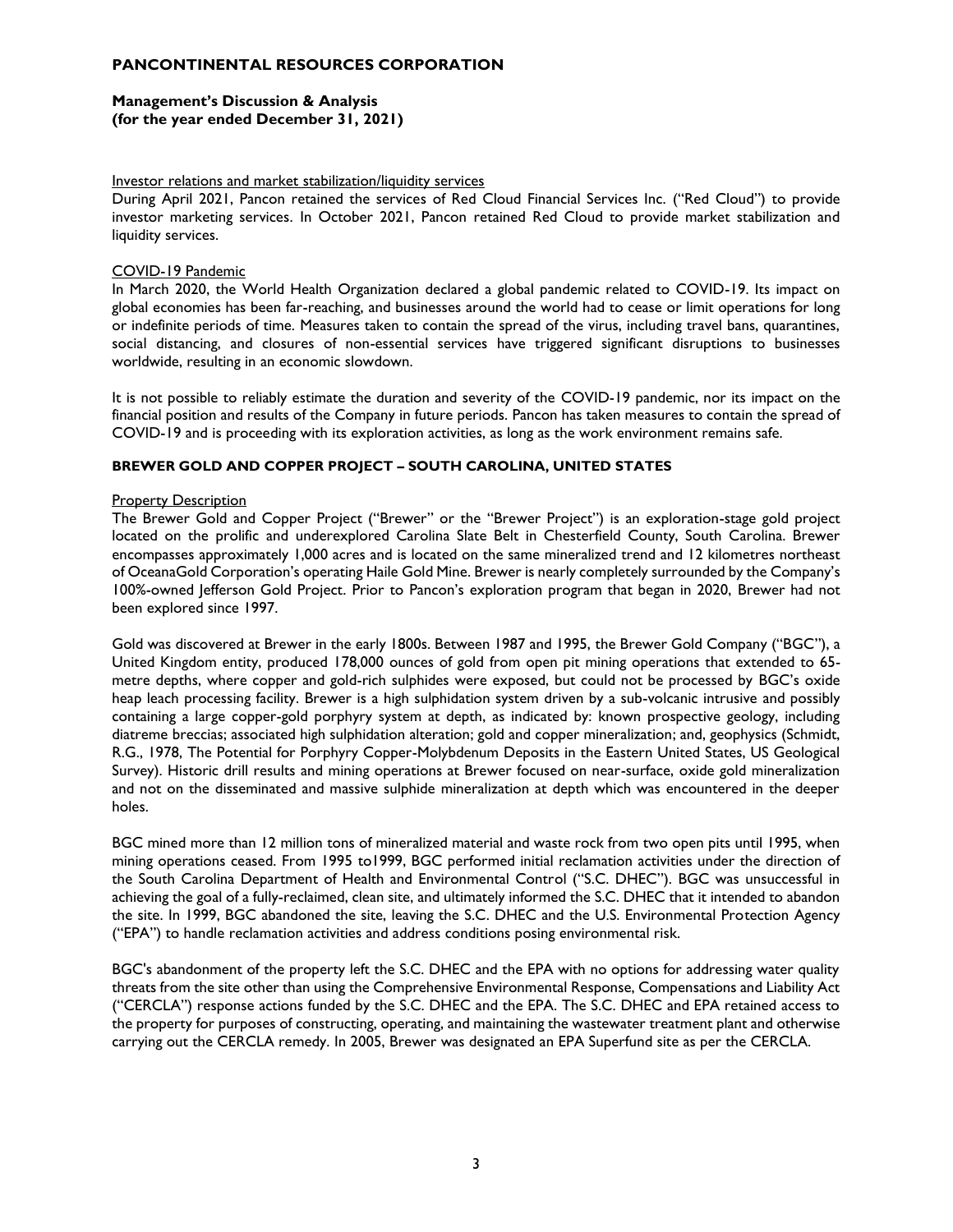Investor relations and market stabilization/liquidity services

During April 2021, Pancon retained the services of Red Cloud Financial Services Inc. ("Red Cloud") to provide investor marketing services. In October 2021, Pancon retained Red Cloud to provide market stabilization and liquidity services.

COVID-19 Pandemic

In March 2020, the World Health Organization declared a global pandemic related to COVID-19. Its impact on global economies has been far-reaching, and businesses around the world had to cease or limit operations for long or indefinite periods of time. Measures taken to contain the spread of the virus, including travel bans, quarantines, social distancing, and closures of non-essential services have triggered significant disruptions to businesses worldwide, resulting in an economic slowdown.

It is not possible to reliably estimate the duration and severity of the COVID-19 pandemic, nor its impact on the financial position and results of the Company in future periods. Pancon has taken measures to contain the spread of COVID-19 and is proceeding with its exploration activities, as long as the work environment remains safe.

## BREWER GOLD AND COPPER PROJECT – SOUTH CAROLINA, UNITED STATES

Property Description

The Brewer Gold and Copper Project ("Brewer" or the "Brewer Project") is an exploration-stage gold project located on the prolific and underexplored Carolina Slate Belt in Chesterfield County, South Carolina. Brewer encompasses approximately 1,000 acres and is located on the same mineralized trend and 12 kilometres northeast of OceanaGold Corporation's operating Haile Gold Mine. Brewer is nearly completely surrounded by the Company's 100%-owned Jefferson Gold Project. Prior to Pancon's exploration program that began in 2020, Brewer had not been explored since 1997.

Gold was discovered at Brewer in the early 1800s. Between 1987 and 1995, the Brewer Gold Company ("BGC"), a United Kingdom entity, produced 178,000 ounces of gold from open pit mining operations that extended to 65-metre depths, where copper and gold-rich sulphides were exposed, but could not be processed by BGC's oxide heap leach processing facility. Brewer is a high sulphidation system driven by a sub-volcanic intrusive and possibly containing a large copper-gold porphyry system at depth, as indicated by: known prospective geology, including diatreme breccias; associated high sulphidation alteration; gold and copper mineralization; and, geophysics (Schmidt, R.G., 1978, The Potential for Porphyry Copper-Molybdenum Deposits in the Eastern United States, US Geological Survey). Historic drill results and mining operations at Brewer focused on near-surface, oxide gold mineralization and not on the disseminated and massive sulphide mineralization at depth which was encountered in the deeper holes.

BGC mined more than 12 million tons of mineralized material and waste rock from two open pits until 1995, when mining operations ceased. From 1995 to1999, BGC performed initial reclamation activities under the direction of the South Carolina Department of Health and Environmental Control ("S.C. DHEC"). BGC was unsuccessful in achieving the goal of a fully-reclaimed, clean site, and ultimately informed the S.C. DHEC that it intended to abandon the site. In 1999, BGC abandoned the site, leaving the S.C. DHEC and the U.S. Environmental Protection Agency ("EPA") to handle reclamation activities and address conditions posing environmental risk.

BGC's abandonment of the property left the S.C. DHEC and the EPA with no options for addressing water quality threats from the site other than using the Comprehensive Environmental Response, Compensations and Liability Act ("CERCLA") response actions funded by the S.C. DHEC and the EPA. The S.C. DHEC and EPA retained access to the property for purposes of constructing, operating, and maintaining the wastewater treatment plant and otherwise carrying out the CERCLA remedy. In 2005, Brewer was designated an EPA Superfund site as per the CERCLA.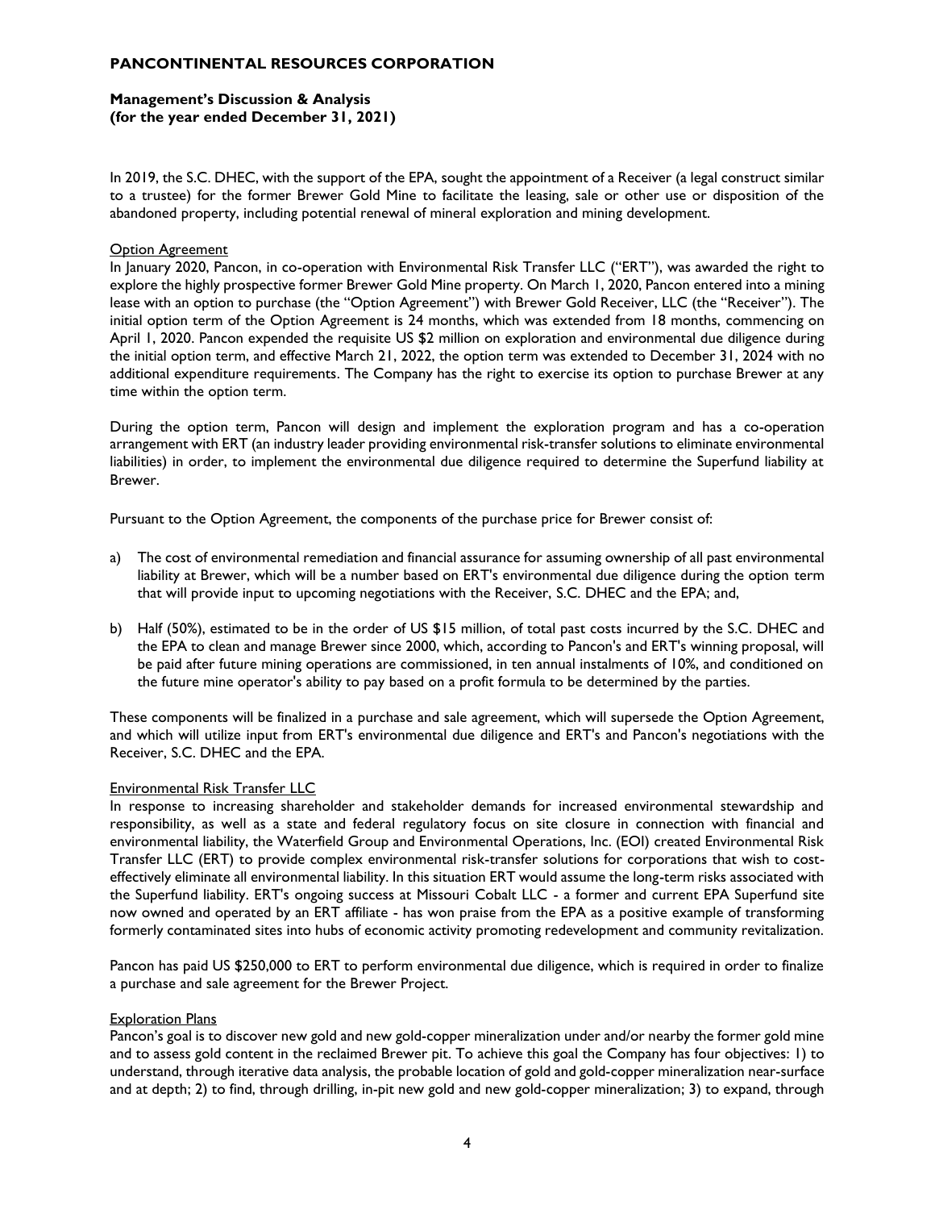In 2019, the S.C. DHEC, with the support of the EPA, sought the appointment of a Receiver (a legal construct similar to a trustee) for the former Brewer Gold Mine to facilitate the leasing, sale or other use or disposition of the abandoned property, including potential renewal of mineral exploration and mining development.

Option Agreement

In January 2020, Pancon, in co-operation with Environmental Risk Transfer LLC ("ERT"), was awarded the right to explore the highly prospective former Brewer Gold Mine property. On March 1, 2020, Pancon entered into a mining lease with an option to purchase (the "Option Agreement") with Brewer Gold Receiver, LLC (the "Receiver"). The initial option term of the Option Agreement is 24 months, which was extended from 18 months, commencing on April 1, 2020. Pancon expended the requisite US $2 million on exploration and environmental due diligence during the initial option term, and effective March 21, 2022, the option term was extended to December 31, 2024 with no additional expenditure requirements. The Company has the right to exercise its option to purchase Brewer at any time within the option term.

During the option term, Pancon will design and implement the exploration program and has a co-operation arrangement with ERT (an industry leader providing environmental risk-transfer solutions to eliminate environmental liabilities) in order, to implement the environmental due diligence required to determine the Superfund liability at Brewer.

Pursuant to the Option Agreement, the components of the purchase price for Brewer consist of:

a) The cost of environmental remediation and financial assurance for assuming ownership of all past environmental liability at Brewer, which will be a number based on ERT's environmental due diligence during the option term that will provide input to upcoming negotiations with the Receiver, S.C. DHEC and the EPA; and,

b) Half (50%), estimated to be in the order of US $15 million, of total past costs incurred by the S.C. DHEC and the EPA to clean and manage Brewer since 2000, which, according to Pancon's and ERT's winning proposal, will be paid after future mining operations are commissioned, in ten annual instalments of 10%, and conditioned on the future mine operator's ability to pay based on a profit formula to be determined by the parties.

These components will be finalized in a purchase and sale agreement, which will supersede the Option Agreement, and which will utilize input from ERT's environmental due diligence and ERT's and Pancon's negotiations with the Receiver, S.C. DHEC and the EPA.

Environmental Risk Transfer LLC

In response to increasing shareholder and stakeholder demands for increased environmental stewardship and responsibility, as well as a state and federal regulatory focus on site closure in connection with financial and environmental liability, the Waterfield Group and Environmental Operations, Inc. (EOI) created Environmental Risk Transfer LLC (ERT) to provide complex environmental risk-transfer solutions for corporations that wish to cost-effectively eliminate all environmental liability. In this situation ERT would assume the long-term risks associated with the Superfund liability. ERT's ongoing success at Missouri Cobalt LLC - a former and current EPA Superfund site now owned and operated by an ERT affiliate - has won praise from the EPA as a positive example of transforming formerly contaminated sites into hubs of economic activity promoting redevelopment and community revitalization.

Pancon has paid US $250,000 to ERT to perform environmental due diligence, which is required in order to finalize a purchase and sale agreement for the Brewer Project.

Exploration Plans

Pancon's goal is to discover new gold and new gold-copper mineralization under and/or nearby the former gold mine and to assess gold content in the reclaimed Brewer pit. To achieve this goal the Company has four objectives: 1) to understand, through iterative data analysis, the probable location of gold and gold-copper mineralization near-surface and at depth; 2) to find, through drilling, in-pit new gold and new gold-copper mineralization; 3) to expand, through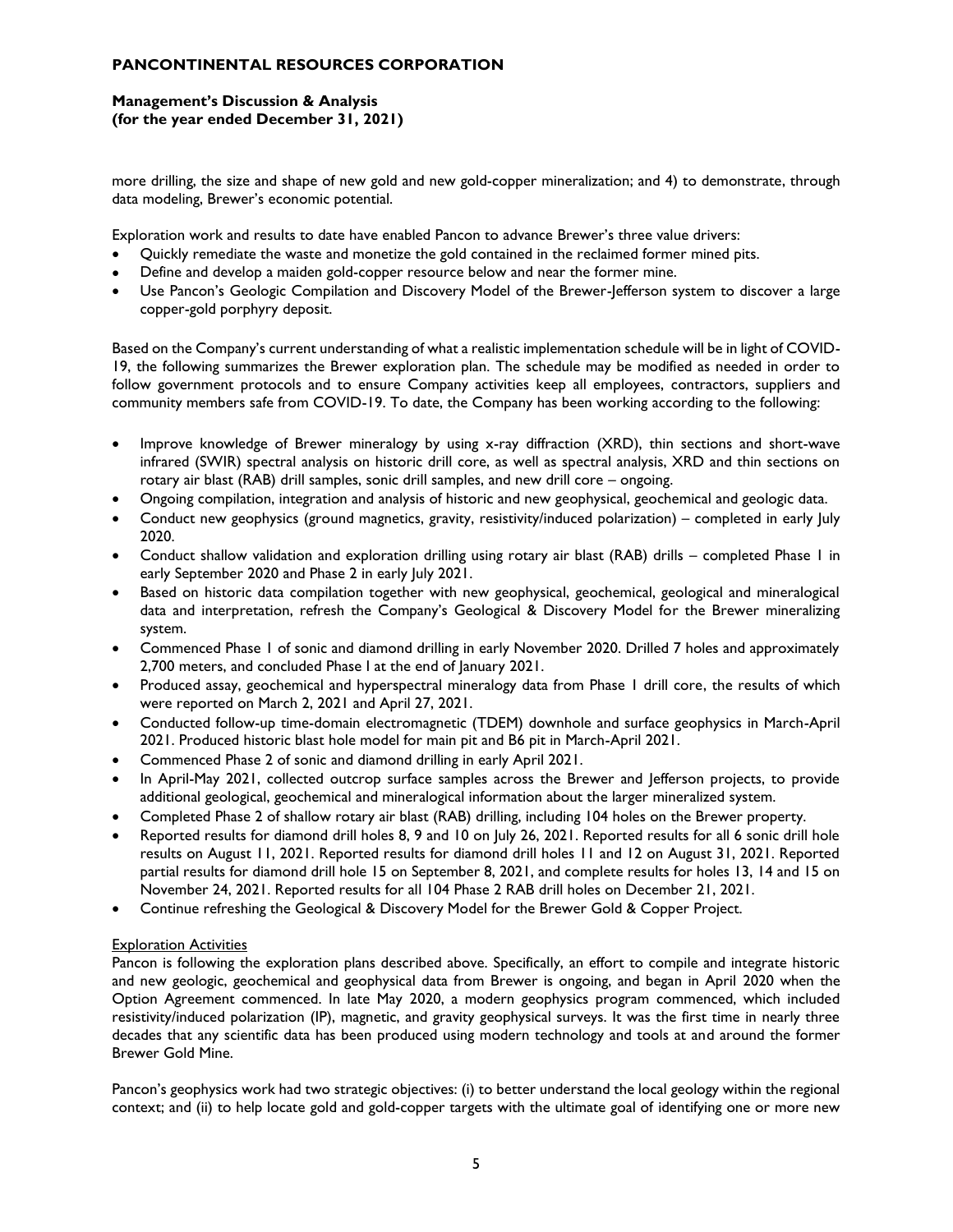more drilling, the size and shape of new gold and new gold-copper mineralization; and 4) to demonstrate, through data modeling, Brewer's economic potential.

Exploration work and results to date have enabled Pancon to advance Brewer's three value drivers:

- Quickly remediate the waste and monetize the gold contained in the reclaimed former mined pits.
- Define and develop a maiden gold-copper resource below and near the former mine.
- Use Pancon's Geologic Compilation and Discovery Model of the Brewer-Jefferson system to discover a large copper-gold porphyry deposit.

Based on the Company's current understanding of what a realistic implementation schedule will be in light of COVID-19, the following summarizes the Brewer exploration plan. The schedule may be modified as needed in order to follow government protocols and to ensure Company activities keep all employees, contractors, suppliers and community members safe from COVID-19. To date, the Company has been working according to the following:

- Improve knowledge of Brewer mineralogy by using x-ray diffraction (XRD), thin sections and short-wave infrared (SWIR) spectral analysis on historic drill core, as well as spectral analysis, XRD and thin sections on rotary air blast (RAB) drill samples, sonic drill samples, and new drill core – ongoing.
- Ongoing compilation, integration and analysis of historic and new geophysical, geochemical and geologic data.
- Conduct new geophysics (ground magnetics, gravity, resistivity/induced polarization) – completed in early July 2020.
- Conduct shallow validation and exploration drilling using rotary air blast (RAB) drills – completed Phase 1 in early September 2020 and Phase 2 in early July 2021.
- Based on historic data compilation together with new geophysical, geochemical, geological and mineralogical data and interpretation, refresh the Company's Geological & Discovery Model for the Brewer mineralizing system.
- Commenced Phase 1 of sonic and diamond drilling in early November 2020. Drilled 7 holes and approximately 2,700 meters, and concluded Phase I at the end of January 2021.
- Produced assay, geochemical and hyperspectral mineralogy data from Phase 1 drill core, the results of which were reported on March 2, 2021 and April 27, 2021.
- Conducted follow-up time-domain electromagnetic (TDEM) downhole and surface geophysics in March-April 2021. Produced historic blast hole model for main pit and B6 pit in March-April 2021.
- Commenced Phase 2 of sonic and diamond drilling in early April 2021.
- In April-May 2021, collected outcrop surface samples across the Brewer and Jefferson projects, to provide additional geological, geochemical and mineralogical information about the larger mineralized system.
- Completed Phase 2 of shallow rotary air blast (RAB) drilling, including 104 holes on the Brewer property.
- Reported results for diamond drill holes 8, 9 and 10 on July 26, 2021. Reported results for all 6 sonic drill hole results on August 11, 2021. Reported results for diamond drill holes 11 and 12 on August 31, 2021. Reported partial results for diamond drill hole 15 on September 8, 2021, and complete results for holes 13, 14 and 15 on November 24, 2021. Reported results for all 104 Phase 2 RAB drill holes on December 21, 2021.
- Continue refreshing the Geological & Discovery Model for the Brewer Gold & Copper Project.

Exploration Activities

Pancon is following the exploration plans described above. Specifically, an effort to compile and integrate historic and new geologic, geochemical and geophysical data from Brewer is ongoing, and began in April 2020 when the Option Agreement commenced. In late May 2020, a modern geophysics program commenced, which included resistivity/induced polarization (IP), magnetic, and gravity geophysical surveys. It was the first time in nearly three decades that any scientific data has been produced using modern technology and tools at and around the former Brewer Gold Mine.

Pancon's geophysics work had two strategic objectives: (i) to better understand the local geology within the regional context; and (ii) to help locate gold and gold-copper targets with the ultimate goal of identifying one or more new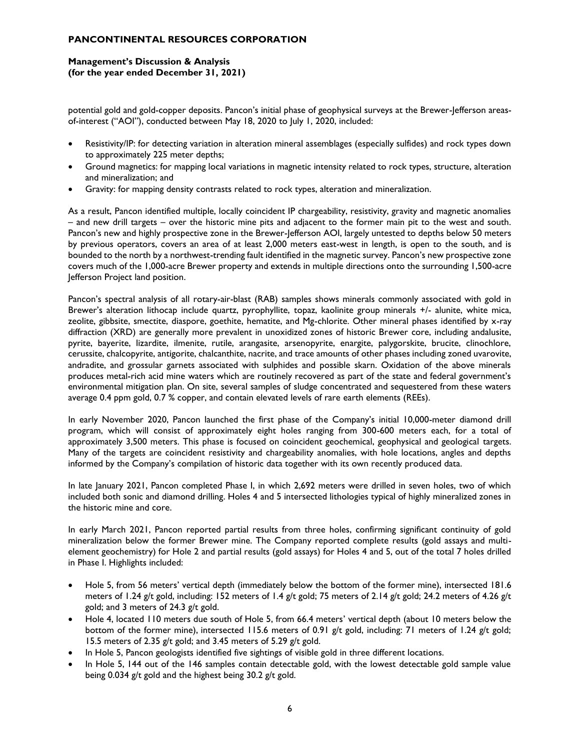potential gold and gold-copper deposits. Pancon's initial phase of geophysical surveys at the Brewer-Jefferson areas-of-interest ("AOI"), conducted between May 18, 2020 to July 1, 2020, included:

- Resistivity/IP: for detecting variation in alteration mineral assemblages (especially sulfides) and rock types down to approximately 225 meter depths;
- Ground magnetics: for mapping local variations in magnetic intensity related to rock types, structure, alteration and mineralization; and
- Gravity: for mapping density contrasts related to rock types, alteration and mineralization.

As a result, Pancon identified multiple, locally coincident IP chargeability, resistivity, gravity and magnetic anomalies – and new drill targets – over the historic mine pits and adjacent to the former main pit to the west and south. Pancon's new and highly prospective zone in the Brewer-Jefferson AOI, largely untested to depths below 50 meters by previous operators, covers an area of at least 2,000 meters east-west in length, is open to the south, and is bounded to the north by a northwest-trending fault identified in the magnetic survey. Pancon's new prospective zone covers much of the 1,000-acre Brewer property and extends in multiple directions onto the surrounding 1,500-acre Jefferson Project land position.

Pancon's spectral analysis of all rotary-air-blast (RAB) samples shows minerals commonly associated with gold in Brewer's alteration lithocap include quartz, pyrophyllite, topaz, kaolinite group minerals +/- alunite, white mica, zeolite, gibbsite, smectite, diaspore, goethite, hematite, and Mg-chlorite. Other mineral phases identified by x-ray diffraction (XRD) are generally more prevalent in unoxidized zones of historic Brewer core, including andalusite, pyrite, bayerite, lizardite, ilmenite, rutile, arangasite, arsenopyrite, enargite, palygorskite, brucite, clinochlore, cerussite, chalcopyrite, antigorite, chalcanthite, nacrite, and trace amounts of other phases including zoned uvarovite, andradite, and grossular garnets associated with sulphides and possible skarn. Oxidation of the above minerals produces metal-rich acid mine waters which are routinely recovered as part of the state and federal government's environmental mitigation plan. On site, several samples of sludge concentrated and sequestered from these waters average 0.4 ppm gold, 0.7 % copper, and contain elevated levels of rare earth elements (REEs).

In early November 2020, Pancon launched the first phase of the Company's initial 10,000-meter diamond drill program, which will consist of approximately eight holes ranging from 300-600 meters each, for a total of approximately 3,500 meters. This phase is focused on coincident geochemical, geophysical and geological targets. Many of the targets are coincident resistivity and chargeability anomalies, with hole locations, angles and depths informed by the Company's compilation of historic data together with its own recently produced data.

In late January 2021, Pancon completed Phase I, in which 2,692 meters were drilled in seven holes, two of which included both sonic and diamond drilling. Holes 4 and 5 intersected lithologies typical of highly mineralized zones in the historic mine and core.

In early March 2021, Pancon reported partial results from three holes, confirming significant continuity of gold mineralization below the former Brewer mine. The Company reported complete results (gold assays and multi-element geochemistry) for Hole 2 and partial results (gold assays) for Holes 4 and 5, out of the total 7 holes drilled in Phase I. Highlights included:

- Hole 5, from 56 meters' vertical depth (immediately below the bottom of the former mine), intersected 181.6 meters of 1.24 g/t gold, including: 152 meters of 1.4 g/t gold; 75 meters of 2.14 g/t gold; 24.2 meters of 4.26 g/t gold; and 3 meters of 24.3 g/t gold.
- Hole 4, located 110 meters due south of Hole 5, from 66.4 meters' vertical depth (about 10 meters below the bottom of the former mine), intersected 115.6 meters of 0.91 g/t gold, including: 71 meters of 1.24 g/t gold; 15.5 meters of 2.35 g/t gold; and 3.45 meters of 5.29 g/t gold.
- In Hole 5, Pancon geologists identified five sightings of visible gold in three different locations.
- In Hole 5, 144 out of the 146 samples contain detectable gold, with the lowest detectable gold sample value being 0.034 g/t gold and the highest being 30.2 g/t gold.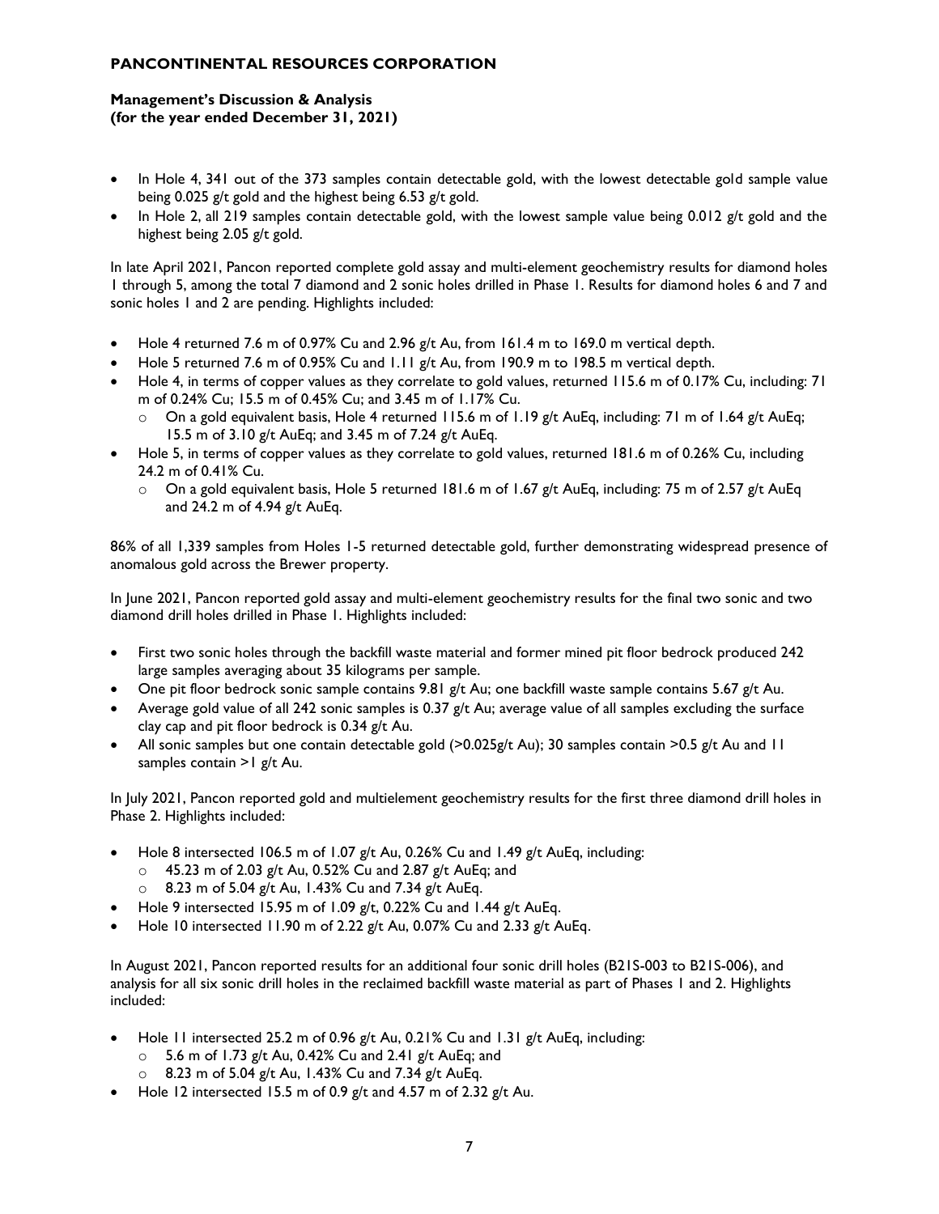- In Hole 4, 341 out of the 373 samples contain detectable gold, with the lowest detectable gold sample value being 0.025 g/t gold and the highest being 6.53 g/t gold.
- In Hole 2, all 219 samples contain detectable gold, with the lowest sample value being 0.012 g/t gold and the highest being 2.05 g/t gold.

In late April 2021, Pancon reported complete gold assay and multi-element geochemistry results for diamond holes 1 through 5, among the total 7 diamond and 2 sonic holes drilled in Phase 1. Results for diamond holes 6 and 7 and sonic holes 1 and 2 are pending. Highlights included:

- Hole 4 returned 7.6 m of 0.97% Cu and 2.96 g/t Au, from 161.4 m to 169.0 m vertical depth.
- Hole 5 returned 7.6 m of 0.95% Cu and 1.11 g/t Au, from 190.9 m to 198.5 m vertical depth.
- Hole 4, in terms of copper values as they correlate to gold values, returned 115.6 m of 0.17% Cu, including: 71 m of 0.24% Cu; 15.5 m of 0.45% Cu; and 3.45 m of 1.17% Cu.
  - On a gold equivalent basis, Hole 4 returned 115.6 m of 1.19 g/t AuEq, including: 71 m of 1.64 g/t AuEq; 15.5 m of 3.10 g/t AuEq; and 3.45 m of 7.24 g/t AuEq.
- Hole 5, in terms of copper values as they correlate to gold values, returned 181.6 m of 0.26% Cu, including 24.2 m of 0.41% Cu.
  - On a gold equivalent basis, Hole 5 returned 181.6 m of 1.67 g/t AuEq, including: 75 m of 2.57 g/t AuEq and 24.2 m of 4.94 g/t AuEq.

86% of all 1,339 samples from Holes 1-5 returned detectable gold, further demonstrating widespread presence of anomalous gold across the Brewer property.

In June 2021, Pancon reported gold assay and multi-element geochemistry results for the final two sonic and two diamond drill holes drilled in Phase 1. Highlights included:

- First two sonic holes through the backfill waste material and former mined pit floor bedrock produced 242 large samples averaging about 35 kilograms per sample.
- One pit floor bedrock sonic sample contains 9.81 g/t Au; one backfill waste sample contains 5.67 g/t Au.
- Average gold value of all 242 sonic samples is 0.37 g/t Au; average value of all samples excluding the surface clay cap and pit floor bedrock is 0.34 g/t Au.
- All sonic samples but one contain detectable gold (>0.025g/t Au); 30 samples contain >0.5 g/t Au and 11 samples contain >1 g/t Au.

In July 2021, Pancon reported gold and multielement geochemistry results for the first three diamond drill holes in Phase 2. Highlights included:

- Hole 8 intersected 106.5 m of 1.07 g/t Au, 0.26% Cu and 1.49 g/t AuEq, including:
  - 45.23 m of 2.03 g/t Au, 0.52% Cu and 2.87 g/t AuEq; and
  - 8.23 m of 5.04 g/t Au, 1.43% Cu and 7.34 g/t AuEq.
- Hole 9 intersected 15.95 m of 1.09 g/t, 0.22% Cu and 1.44 g/t AuEq.
- Hole 10 intersected 11.90 m of 2.22 g/t Au, 0.07% Cu and 2.33 g/t AuEq.

In August 2021, Pancon reported results for an additional four sonic drill holes (B21S-003 to B21S-006), and analysis for all six sonic drill holes in the reclaimed backfill waste material as part of Phases 1 and 2. Highlights included:

- Hole 11 intersected 25.2 m of 0.96 g/t Au, 0.21% Cu and 1.31 g/t AuEq, including:
  - 5.6 m of 1.73 g/t Au, 0.42% Cu and 2.41 g/t AuEq; and
  - 8.23 m of 5.04 g/t Au, 1.43% Cu and 7.34 g/t AuEq.
- Hole 12 intersected 15.5 m of 0.9 g/t and 4.57 m of 2.32 g/t Au.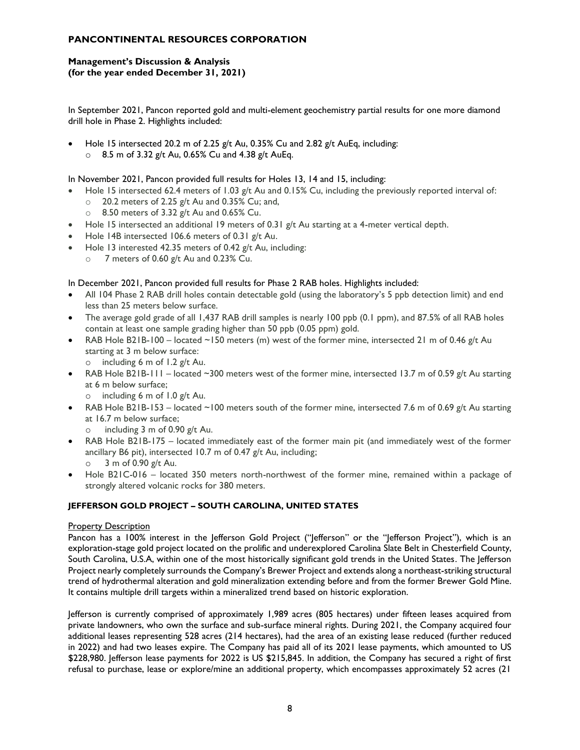In September 2021, Pancon reported gold and multi-element geochemistry partial results for one more diamond drill hole in Phase 2. Highlights included:

- Hole 15 intersected 20.2 m of 2.25 g/t Au, 0.35% Cu and 2.82 g/t AuEq, including:
  - 8.5 m of 3.32 g/t Au, 0.65% Cu and 4.38 g/t AuEq.

In November 2021, Pancon provided full results for Holes 13, 14 and 15, including:

- Hole 15 intersected 62.4 meters of 1.03 g/t Au and 0.15% Cu, including the previously reported interval of:
  - 20.2 meters of 2.25 g/t Au and 0.35% Cu; and,
  - 8.50 meters of 3.32 g/t Au and 0.65% Cu.
- Hole 15 intersected an additional 19 meters of 0.31 g/t Au starting at a 4-meter vertical depth.
- Hole 14B intersected 106.6 meters of 0.31 g/t Au.
- Hole 13 interested 42.35 meters of 0.42 g/t Au, including:
  - 7 meters of 0.60 g/t Au and 0.23% Cu.

In December 2021, Pancon provided full results for Phase 2 RAB holes. Highlights included:

- All 104 Phase 2 RAB drill holes contain detectable gold (using the laboratory's 5 ppb detection limit) and end less than 25 meters below surface.
- The average gold grade of all 1,437 RAB drill samples is nearly 100 ppb (0.1 ppm), and 87.5% of all RAB holes contain at least one sample grading higher than 50 ppb (0.05 ppm) gold.
- RAB Hole B21B-100 – located ~150 meters (m) west of the former mine, intersected 21 m of 0.46 g/t Au starting at 3 m below surface:
  - including 6 m of 1.2 g/t Au.
- RAB Hole B21B-111 – located ~300 meters west of the former mine, intersected 13.7 m of 0.59 g/t Au starting at 6 m below surface;
  - including 6 m of 1.0 g/t Au.
- RAB Hole B21B-153 – located ~100 meters south of the former mine, intersected 7.6 m of 0.69 g/t Au starting at 16.7 m below surface;
  - including 3 m of 0.90 g/t Au.
- RAB Hole B21B-175 – located immediately east of the former main pit (and immediately west of the former ancillary B6 pit), intersected 10.7 m of 0.47 g/t Au, including;
  - 3 m of 0.90 g/t Au.
- Hole B21C-016 – located 350 meters north-northwest of the former mine, remained within a package of strongly altered volcanic rocks for 380 meters.

### JEFFERSON GOLD PROJECT – SOUTH CAROLINA, UNITED STATES

Property Description

Pancon has a 100% interest in the Jefferson Gold Project ("Jefferson" or the "Jefferson Project"), which is an exploration-stage gold project located on the prolific and underexplored Carolina Slate Belt in Chesterfield County, South Carolina, U.S.A, within one of the most historically significant gold trends in the United States. The Jefferson Project nearly completely surrounds the Company's Brewer Project and extends along a northeast-striking structural trend of hydrothermal alteration and gold mineralization extending before and from the former Brewer Gold Mine. It contains multiple drill targets within a mineralized trend based on historic exploration.

Jefferson is currently comprised of approximately 1,989 acres (805 hectares) under fifteen leases acquired from private landowners, who own the surface and sub-surface mineral rights. During 2021, the Company acquired four additional leases representing 528 acres (214 hectares), had the area of an existing lease reduced (further reduced in 2022) and had two leases expire. The Company has paid all of its 2021 lease payments, which amounted to US $228,980. Jefferson lease payments for 2022 is US $215,845. In addition, the Company has secured a right of first refusal to purchase, lease or explore/mine an additional property, which encompasses approximately 52 acres (21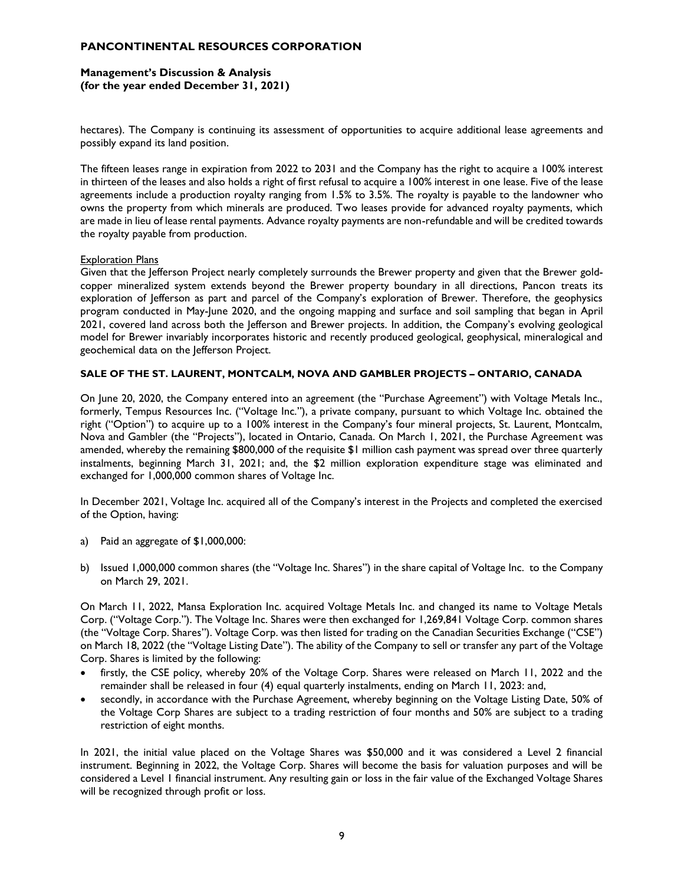hectares). The Company is continuing its assessment of opportunities to acquire additional lease agreements and possibly expand its land position.

The fifteen leases range in expiration from 2022 to 2031 and the Company has the right to acquire a 100% interest in thirteen of the leases and also holds a right of first refusal to acquire a 100% interest in one lease. Five of the lease agreements include a production royalty ranging from 1.5% to 3.5%. The royalty is payable to the landowner who owns the property from which minerals are produced. Two leases provide for advanced royalty payments, which are made in lieu of lease rental payments. Advance royalty payments are non-refundable and will be credited towards the royalty payable from production.

Exploration Plans

Given that the Jefferson Project nearly completely surrounds the Brewer property and given that the Brewer gold-copper mineralized system extends beyond the Brewer property boundary in all directions, Pancon treats its exploration of Jefferson as part and parcel of the Company's exploration of Brewer. Therefore, the geophysics program conducted in May-June 2020, and the ongoing mapping and surface and soil sampling that began in April 2021, covered land across both the Jefferson and Brewer projects. In addition, the Company's evolving geological model for Brewer invariably incorporates historic and recently produced geological, geophysical, mineralogical and geochemical data on the Jefferson Project.

## SALE OF THE ST. LAURENT, MONTCALM, NOVA AND GAMBLER PROJECTS – ONTARIO, CANADA

On June 20, 2020, the Company entered into an agreement (the "Purchase Agreement") with Voltage Metals Inc., formerly, Tempus Resources Inc. ("Voltage Inc."), a private company, pursuant to which Voltage Inc. obtained the right ("Option") to acquire up to a 100% interest in the Company's four mineral projects, St. Laurent, Montcalm, Nova and Gambler (the "Projects"), located in Ontario, Canada. On March 1, 2021, the Purchase Agreement was amended, whereby the remaining $800,000 of the requisite $1 million cash payment was spread over three quarterly instalments, beginning March 31, 2021; and, the $2 million exploration expenditure stage was eliminated and exchanged for 1,000,000 common shares of Voltage Inc.

In December 2021, Voltage Inc. acquired all of the Company's interest in the Projects and completed the exercised of the Option, having:

a) Paid an aggregate of $1,000,000:

b) Issued 1,000,000 common shares (the "Voltage Inc. Shares") in the share capital of Voltage Inc. to the Company on March 29, 2021.

On March 11, 2022, Mansa Exploration Inc. acquired Voltage Metals Inc. and changed its name to Voltage Metals Corp. ("Voltage Corp."). The Voltage Inc. Shares were then exchanged for 1,269,841 Voltage Corp. common shares (the "Voltage Corp. Shares"). Voltage Corp. was then listed for trading on the Canadian Securities Exchange ("CSE") on March 18, 2022 (the "Voltage Listing Date"). The ability of the Company to sell or transfer any part of the Voltage Corp. Shares is limited by the following:

- firstly, the CSE policy, whereby 20% of the Voltage Corp. Shares were released on March 11, 2022 and the remainder shall be released in four (4) equal quarterly instalments, ending on March 11, 2023: and,
- secondly, in accordance with the Purchase Agreement, whereby beginning on the Voltage Listing Date, 50% of the Voltage Corp Shares are subject to a trading restriction of four months and 50% are subject to a trading restriction of eight months.

In 2021, the initial value placed on the Voltage Shares was $50,000 and it was considered a Level 2 financial instrument. Beginning in 2022, the Voltage Corp. Shares will become the basis for valuation purposes and will be considered a Level 1 financial instrument. Any resulting gain or loss in the fair value of the Exchanged Voltage Shares will be recognized through profit or loss.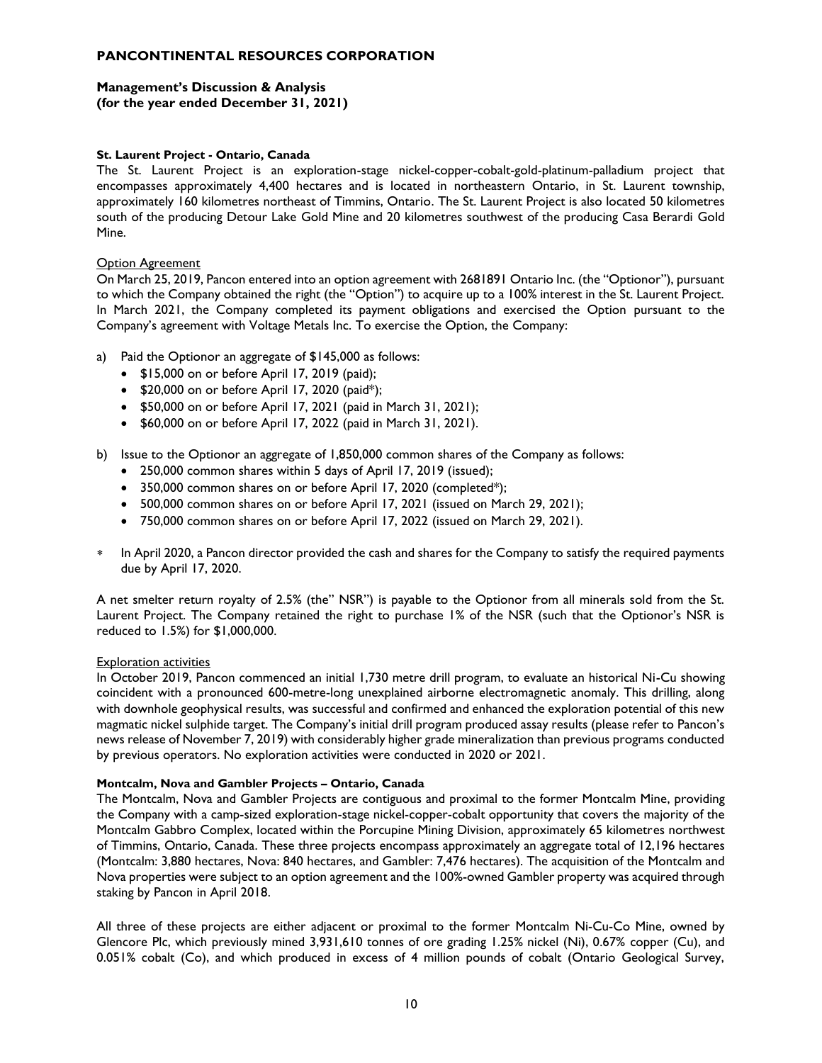**St. Laurent Project - Ontario, Canada**

The St. Laurent Project is an exploration-stage nickel-copper-cobalt-gold-platinum-palladium project that encompasses approximately 4,400 hectares and is located in northeastern Ontario, in St. Laurent township, approximately 160 kilometres northeast of Timmins, Ontario. The St. Laurent Project is also located 50 kilometres south of the producing Detour Lake Gold Mine and 20 kilometres southwest of the producing Casa Berardi Gold Mine.

Option Agreement

On March 25, 2019, Pancon entered into an option agreement with 2681891 Ontario Inc. (the "Optionor"), pursuant to which the Company obtained the right (the "Option") to acquire up to a 100% interest in the St. Laurent Project. In March 2021, the Company completed its payment obligations and exercised the Option pursuant to the Company's agreement with Voltage Metals Inc. To exercise the Option, the Company:

a) Paid the Optionor an aggregate of $145,000 as follows:
   - $15,000 on or before April 17, 2019 (paid);
   - $20,000 on or before April 17, 2020 (paid*);
   - $50,000 on or before April 17, 2021 (paid in March 31, 2021);
   - $60,000 on or before April 17, 2022 (paid in March 31, 2021).

b) Issue to the Optionor an aggregate of 1,850,000 common shares of the Company as follows:
   - 250,000 common shares within 5 days of April 17, 2019 (issued);
   - 350,000 common shares on or before April 17, 2020 (completed*);
   - 500,000 common shares on or before April 17, 2021 (issued on March 29, 2021);
   - 750,000 common shares on or before April 17, 2022 (issued on March 29, 2021).

\* In April 2020, a Pancon director provided the cash and shares for the Company to satisfy the required payments due by April 17, 2020.

A net smelter return royalty of 2.5% (the" NSR") is payable to the Optionor from all minerals sold from the St. Laurent Project. The Company retained the right to purchase 1% of the NSR (such that the Optionor's NSR is reduced to 1.5%) for $1,000,000.

Exploration activities

In October 2019, Pancon commenced an initial 1,730 metre drill program, to evaluate an historical Ni-Cu showing coincident with a pronounced 600-metre-long unexplained airborne electromagnetic anomaly. This drilling, along with downhole geophysical results, was successful and confirmed and enhanced the exploration potential of this new magmatic nickel sulphide target. The Company's initial drill program produced assay results (please refer to Pancon's news release of November 7, 2019) with considerably higher grade mineralization than previous programs conducted by previous operators. No exploration activities were conducted in 2020 or 2021.

**Montcalm, Nova and Gambler Projects – Ontario, Canada**

The Montcalm, Nova and Gambler Projects are contiguous and proximal to the former Montcalm Mine, providing the Company with a camp-sized exploration-stage nickel-copper-cobalt opportunity that covers the majority of the Montcalm Gabbro Complex, located within the Porcupine Mining Division, approximately 65 kilometres northwest of Timmins, Ontario, Canada. These three projects encompass approximately an aggregate total of 12,196 hectares (Montcalm: 3,880 hectares, Nova: 840 hectares, and Gambler: 7,476 hectares). The acquisition of the Montcalm and Nova properties were subject to an option agreement and the 100%-owned Gambler property was acquired through staking by Pancon in April 2018.

All three of these projects are either adjacent or proximal to the former Montcalm Ni-Cu-Co Mine, owned by Glencore Plc, which previously mined 3,931,610 tonnes of ore grading 1.25% nickel (Ni), 0.67% copper (Cu), and 0.051% cobalt (Co), and which produced in excess of 4 million pounds of cobalt (Ontario Geological Survey,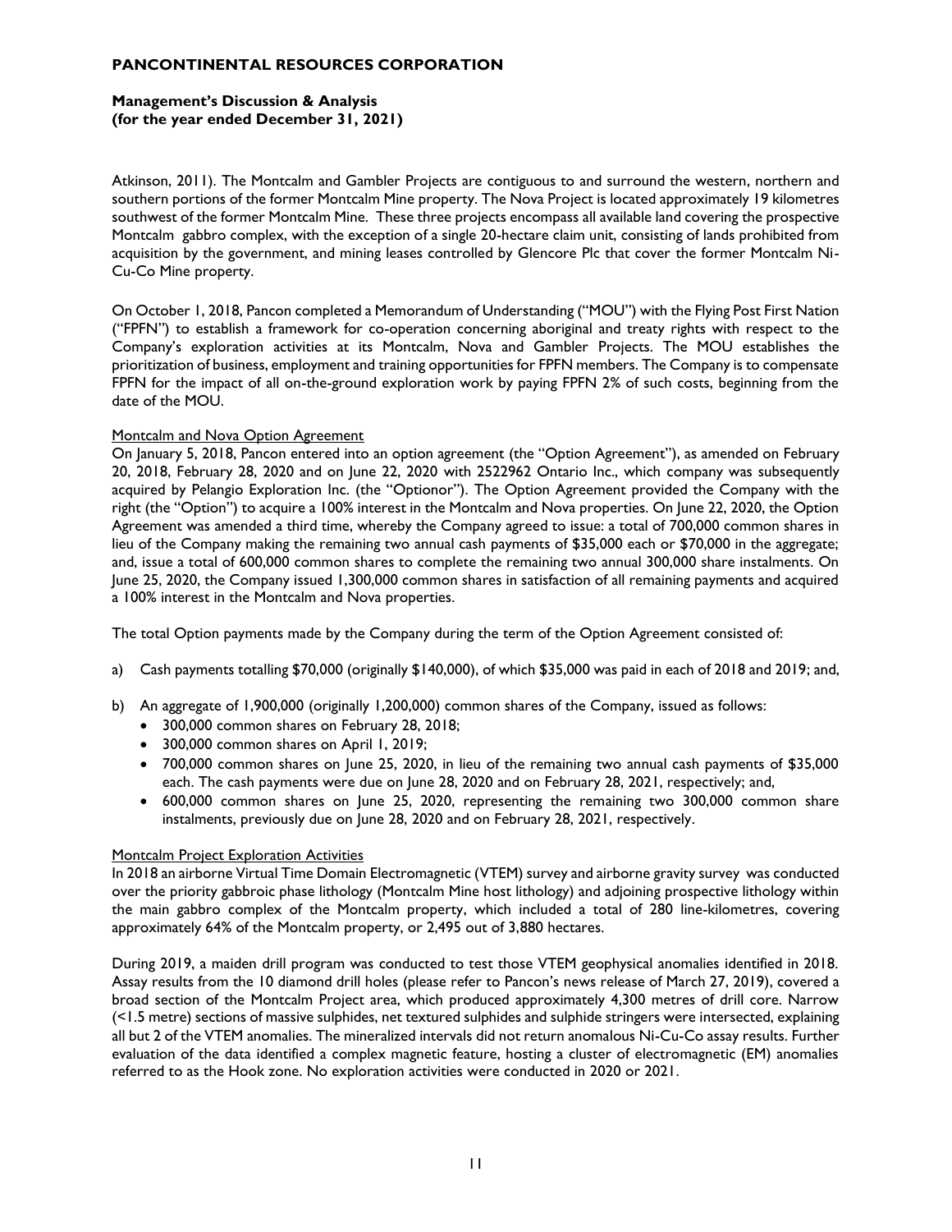Atkinson, 2011). The Montcalm and Gambler Projects are contiguous to and surround the western, northern and southern portions of the former Montcalm Mine property. The Nova Project is located approximately 19 kilometres southwest of the former Montcalm Mine. These three projects encompass all available land covering the prospective Montcalm gabbro complex, with the exception of a single 20-hectare claim unit, consisting of lands prohibited from acquisition by the government, and mining leases controlled by Glencore Plc that cover the former Montcalm Ni-Cu-Co Mine property.

On October 1, 2018, Pancon completed a Memorandum of Understanding ("MOU") with the Flying Post First Nation ("FPFN") to establish a framework for co-operation concerning aboriginal and treaty rights with respect to the Company's exploration activities at its Montcalm, Nova and Gambler Projects. The MOU establishes the prioritization of business, employment and training opportunities for FPFN members. The Company is to compensate FPFN for the impact of all on-the-ground exploration work by paying FPFN 2% of such costs, beginning from the date of the MOU.

Montcalm and Nova Option Agreement

On January 5, 2018, Pancon entered into an option agreement (the "Option Agreement"), as amended on February 20, 2018, February 28, 2020 and on June 22, 2020 with 2522962 Ontario Inc., which company was subsequently acquired by Pelangio Exploration Inc. (the "Optionor"). The Option Agreement provided the Company with the right (the "Option") to acquire a 100% interest in the Montcalm and Nova properties. On June 22, 2020, the Option Agreement was amended a third time, whereby the Company agreed to issue: a total of 700,000 common shares in lieu of the Company making the remaining two annual cash payments of $35,000 each or $70,000 in the aggregate; and, issue a total of 600,000 common shares to complete the remaining two annual 300,000 share instalments. On June 25, 2020, the Company issued 1,300,000 common shares in satisfaction of all remaining payments and acquired a 100% interest in the Montcalm and Nova properties.

The total Option payments made by the Company during the term of the Option Agreement consisted of:

a) Cash payments totalling $70,000 (originally $140,000), of which $35,000 was paid in each of 2018 and 2019; and,

b) An aggregate of 1,900,000 (originally 1,200,000) common shares of the Company, issued as follows:
   - 300,000 common shares on February 28, 2018;
   - 300,000 common shares on April 1, 2019;
   - 700,000 common shares on June 25, 2020, in lieu of the remaining two annual cash payments of $35,000 each. The cash payments were due on June 28, 2020 and on February 28, 2021, respectively; and,
   - 600,000 common shares on June 25, 2020, representing the remaining two 300,000 common share instalments, previously due on June 28, 2020 and on February 28, 2021, respectively.

Montcalm Project Exploration Activities

In 2018 an airborne Virtual Time Domain Electromagnetic (VTEM) survey and airborne gravity survey was conducted over the priority gabbroic phase lithology (Montcalm Mine host lithology) and adjoining prospective lithology within the main gabbro complex of the Montcalm property, which included a total of 280 line-kilometres, covering approximately 64% of the Montcalm property, or 2,495 out of 3,880 hectares.

During 2019, a maiden drill program was conducted to test those VTEM geophysical anomalies identified in 2018. Assay results from the 10 diamond drill holes (please refer to Pancon's news release of March 27, 2019), covered a broad section of the Montcalm Project area, which produced approximately 4,300 metres of drill core. Narrow (<1.5 metre) sections of massive sulphides, net textured sulphides and sulphide stringers were intersected, explaining all but 2 of the VTEM anomalies. The mineralized intervals did not return anomalous Ni-Cu-Co assay results. Further evaluation of the data identified a complex magnetic feature, hosting a cluster of electromagnetic (EM) anomalies referred to as the Hook zone. No exploration activities were conducted in 2020 or 2021.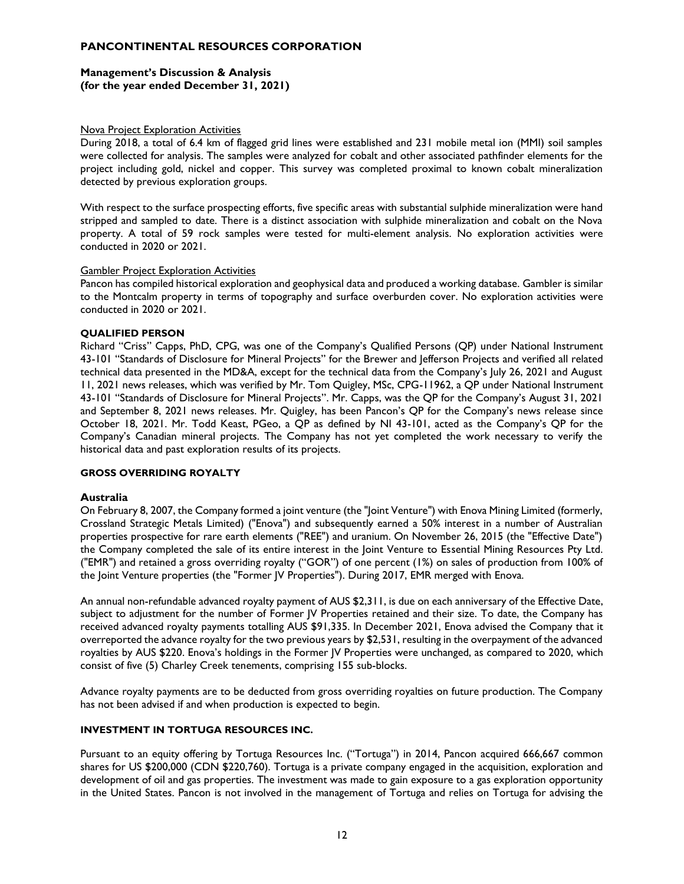#### Nova Project Exploration Activities

During 2018, a total of 6.4 km of flagged grid lines were established and 231 mobile metal ion (MMI) soil samples were collected for analysis. The samples were analyzed for cobalt and other associated pathfinder elements for the project including gold, nickel and copper. This survey was completed proximal to known cobalt mineralization detected by previous exploration groups.

With respect to the surface prospecting efforts, five specific areas with substantial sulphide mineralization were hand stripped and sampled to date. There is a distinct association with sulphide mineralization and cobalt on the Nova property. A total of 59 rock samples were tested for multi-element analysis. No exploration activities were conducted in 2020 or 2021.

#### Gambler Project Exploration Activities

Pancon has compiled historical exploration and geophysical data and produced a working database. Gambler is similar to the Montcalm property in terms of topography and surface overburden cover. No exploration activities were conducted in 2020 or 2021.

## QUALIFIED PERSON

Richard "Criss" Capps, PhD, CPG, was one of the Company's Qualified Persons (QP) under National Instrument 43-101 "Standards of Disclosure for Mineral Projects" for the Brewer and Jefferson Projects and verified all related technical data presented in the MD&A, except for the technical data from the Company's July 26, 2021 and August 11, 2021 news releases, which was verified by Mr. Tom Quigley, MSc, CPG-11962, a QP under National Instrument 43-101 "Standards of Disclosure for Mineral Projects". Mr. Capps, was the QP for the Company's August 31, 2021 and September 8, 2021 news releases. Mr. Quigley, has been Pancon's QP for the Company's news release since October 18, 2021. Mr. Todd Keast, PGeo, a QP as defined by NI 43-101, acted as the Company's QP for the Company's Canadian mineral projects. The Company has not yet completed the work necessary to verify the historical data and past exploration results of its projects.

## GROSS OVERRIDING ROYALTY

### Australia

On February 8, 2007, the Company formed a joint venture (the "Joint Venture") with Enova Mining Limited (formerly, Crossland Strategic Metals Limited) ("Enova") and subsequently earned a 50% interest in a number of Australian properties prospective for rare earth elements ("REE") and uranium. On November 26, 2015 (the "Effective Date") the Company completed the sale of its entire interest in the Joint Venture to Essential Mining Resources Pty Ltd. ("EMR") and retained a gross overriding royalty ("GOR") of one percent (1%) on sales of production from 100% of the Joint Venture properties (the "Former JV Properties"). During 2017, EMR merged with Enova.

An annual non-refundable advanced royalty payment of AUS $2,311, is due on each anniversary of the Effective Date, subject to adjustment for the number of Former JV Properties retained and their size. To date, the Company has received advanced royalty payments totalling AUS $91,335. In December 2021, Enova advised the Company that it overreported the advance royalty for the two previous years by $2,531, resulting in the overpayment of the advanced royalties by AUS $220. Enova's holdings in the Former JV Properties were unchanged, as compared to 2020, which consist of five (5) Charley Creek tenements, comprising 155 sub-blocks.

Advance royalty payments are to be deducted from gross overriding royalties on future production. The Company has not been advised if and when production is expected to begin.

## INVESTMENT IN TORTUGA RESOURCES INC.

Pursuant to an equity offering by Tortuga Resources Inc. ("Tortuga") in 2014, Pancon acquired 666,667 common shares for US $200,000 (CDN $220,760). Tortuga is a private company engaged in the acquisition, exploration and development of oil and gas properties. The investment was made to gain exposure to a gas exploration opportunity in the United States. Pancon is not involved in the management of Tortuga and relies on Tortuga for advising the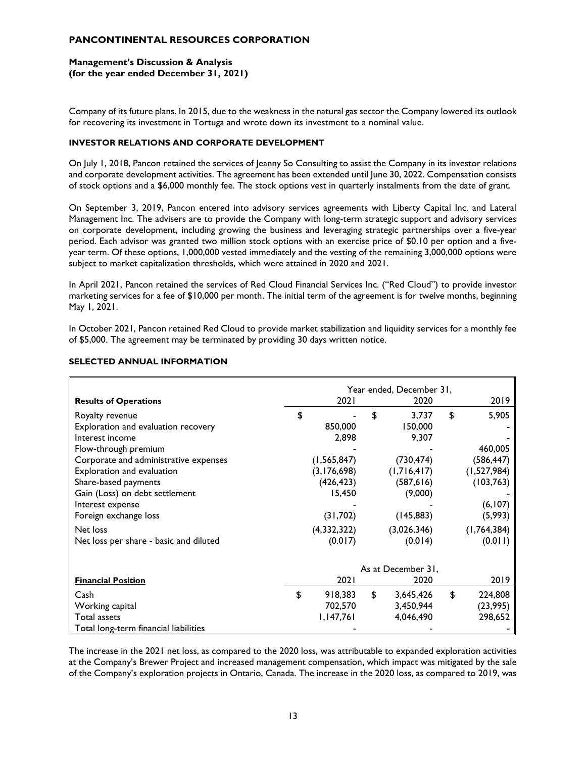Company of its future plans. In 2015, due to the weakness in the natural gas sector the Company lowered its outlook for recovering its investment in Tortuga and wrote down its investment to a nominal value.

**INVESTOR RELATIONS AND CORPORATE DEVELOPMENT**

On July 1, 2018, Pancon retained the services of Jeanny So Consulting to assist the Company in its investor relations and corporate development activities. The agreement has been extended until June 30, 2022. Compensation consists of stock options and a $6,000 monthly fee. The stock options vest in quarterly instalments from the date of grant.

On September 3, 2019, Pancon entered into advisory services agreements with Liberty Capital Inc. and Lateral Management Inc. The advisers are to provide the Company with long-term strategic support and advisory services on corporate development, including growing the business and leveraging strategic partnerships over a five-year period. Each advisor was granted two million stock options with an exercise price of $0.10 per option and a five-year term. Of these options, 1,000,000 vested immediately and the vesting of the remaining 3,000,000 options were subject to market capitalization thresholds, which were attained in 2020 and 2021.

In April 2021, Pancon retained the services of Red Cloud Financial Services Inc. ("Red Cloud") to provide investor marketing services for a fee of $10,000 per month. The initial term of the agreement is for twelve months, beginning May 1, 2021.

In October 2021, Pancon retained Red Cloud to provide market stabilization and liquidity services for a monthly fee of $5,000. The agreement may be terminated by providing 30 days written notice.

**SELECTED ANNUAL INFORMATION**

| | Year ended, December 31, | | |
|---|---|---|---|
| **Results of Operations** | 2021 | 2020 | 2019 |
| Royalty revenue | $ - | $ 3,737 | $ 5,905 |
| Exploration and evaluation recovery | 850,000 | 150,000 | - |
| Interest income | 2,898 | 9,307 | - |
| Flow-through premium | - | - | 460,005 |
| Corporate and administrative expenses | (1,565,847) | (730,474) | (586,447) |
| Exploration and evaluation | (3,176,698) | (1,716,417) | (1,527,984) |
| Share-based payments | (426,423) | (587,616) | (103,763) |
| Gain (Loss) on debt settlement | 15,450 | (9,000) | - |
| Interest expense | - | - | (6,107) |
| Foreign exchange loss | (31,702) | (145,883) | (5,993) |
| Net loss | (4,332,322) | (3,026,346) | (1,764,384) |
| Net loss per share - basic and diluted | (0.017) | (0.014) | (0.011) |

| | As at December 31, | | |
|---|---|---|---|
| **Financial Position** | 2021 | 2020 | 2019 |
| Cash | $ 918,383 | $ 3,645,426 | $ 224,808 |
| Working capital | 702,570 | 3,450,944 | (23,995) |
| Total assets | 1,147,761 | 4,046,490 | 298,652 |
| Total long-term financial liabilities | - | - | - |

The increase in the 2021 net loss, as compared to the 2020 loss, was attributable to expanded exploration activities at the Company's Brewer Project and increased management compensation, which impact was mitigated by the sale of the Company's exploration projects in Ontario, Canada. The increase in the 2020 loss, as compared to 2019, was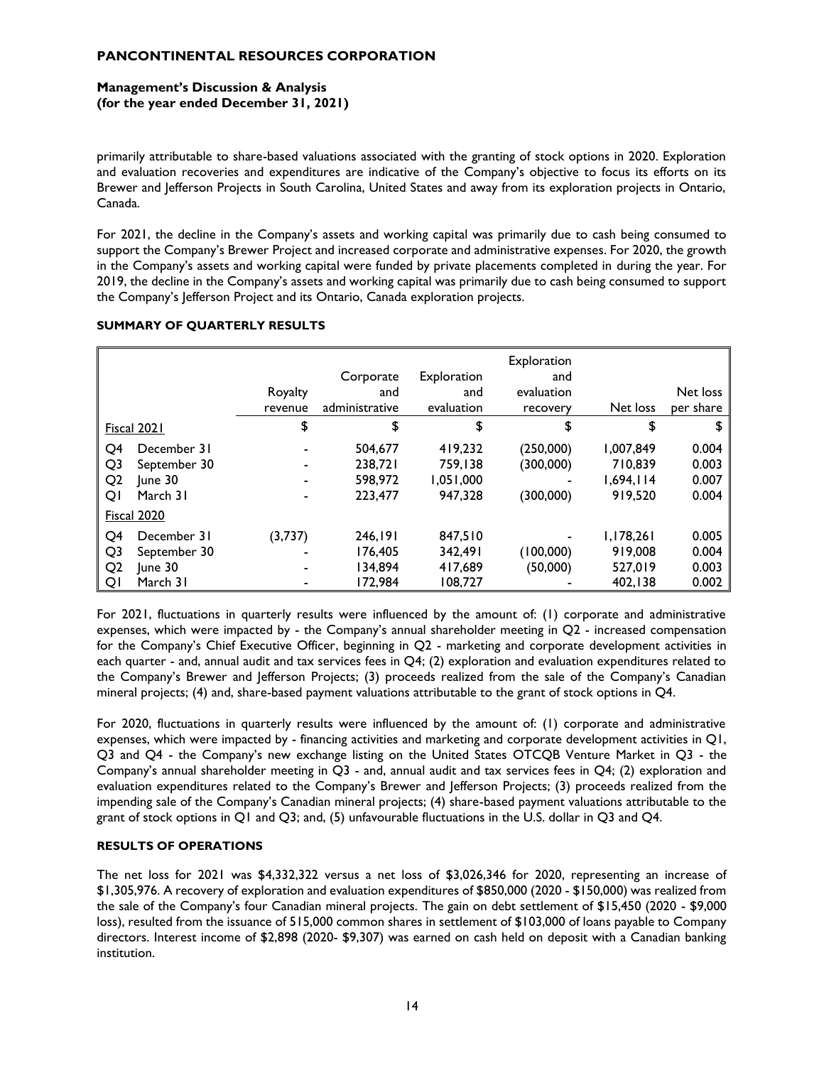primarily attributable to share-based valuations associated with the granting of stock options in 2020. Exploration and evaluation recoveries and expenditures are indicative of the Company's objective to focus its efforts on its Brewer and Jefferson Projects in South Carolina, United States and away from its exploration projects in Ontario, Canada.

For 2021, the decline in the Company's assets and working capital was primarily due to cash being consumed to support the Company's Brewer Project and increased corporate and administrative expenses. For 2020, the growth in the Company's assets and working capital were funded by private placements completed in during the year. For 2019, the decline in the Company's assets and working capital was primarily due to cash being consumed to support the Company's Jefferson Project and its Ontario, Canada exploration projects.

## SUMMARY OF QUARTERLY RESULTS

| | | Royalty revenue | Corporate and administrative | Exploration and evaluation | Exploration and evaluation recovery | Net loss | Net loss per share |
|---|---|---|---|---|---|---|---|
| Fiscal 2021 | | $ | $ | $ | $ | $ | $ |
| Q4 | December 31 | - | 504,677 | 419,232 | (250,000) | 1,007,849 | 0.004 |
| Q3 | September 30 | - | 238,721 | 759,138 | (300,000) | 710,839 | 0.003 |
| Q2 | June 30 | - | 598,972 | 1,051,000 | - | 1,694,114 | 0.007 |
| Q1 | March 31 | - | 223,477 | 947,328 | (300,000) | 919,520 | 0.004 |
| Fiscal 2020 | | | | | | | |
| Q4 | December 31 | (3,737) | 246,191 | 847,510 | - | 1,178,261 | 0.005 |
| Q3 | September 30 | - | 176,405 | 342,491 | (100,000) | 919,008 | 0.004 |
| Q2 | June 30 | - | 134,894 | 417,689 | (50,000) | 527,019 | 0.003 |
| Q1 | March 31 | - | 172,984 | 108,727 | - | 402,138 | 0.002 |

For 2021, fluctuations in quarterly results were influenced by the amount of: (1) corporate and administrative expenses, which were impacted by - the Company's annual shareholder meeting in Q2 - increased compensation for the Company's Chief Executive Officer, beginning in Q2 - marketing and corporate development activities in each quarter - and, annual audit and tax services fees in Q4; (2) exploration and evaluation expenditures related to the Company's Brewer and Jefferson Projects; (3) proceeds realized from the sale of the Company's Canadian mineral projects; (4) and, share-based payment valuations attributable to the grant of stock options in Q4.

For 2020, fluctuations in quarterly results were influenced by the amount of: (1) corporate and administrative expenses, which were impacted by - financing activities and marketing and corporate development activities in Q1, Q3 and Q4 - the Company's new exchange listing on the United States OTCQB Venture Market in Q3 - the Company's annual shareholder meeting in Q3 - and, annual audit and tax services fees in Q4; (2) exploration and evaluation expenditures related to the Company's Brewer and Jefferson Projects; (3) proceeds realized from the impending sale of the Company's Canadian mineral projects; (4) share-based payment valuations attributable to the grant of stock options in Q1 and Q3; and, (5) unfavourable fluctuations in the U.S. dollar in Q3 and Q4.

## RESULTS OF OPERATIONS

The net loss for 2021 was $4,332,322 versus a net loss of $3,026,346 for 2020, representing an increase of $1,305,976. A recovery of exploration and evaluation expenditures of $850,000 (2020 - $150,000) was realized from the sale of the Company's four Canadian mineral projects. The gain on debt settlement of $15,450 (2020 - $9,000 loss), resulted from the issuance of 515,000 common shares in settlement of $103,000 of loans payable to Company directors. Interest income of $2,898 (2020- $9,307) was earned on cash held on deposit with a Canadian banking institution.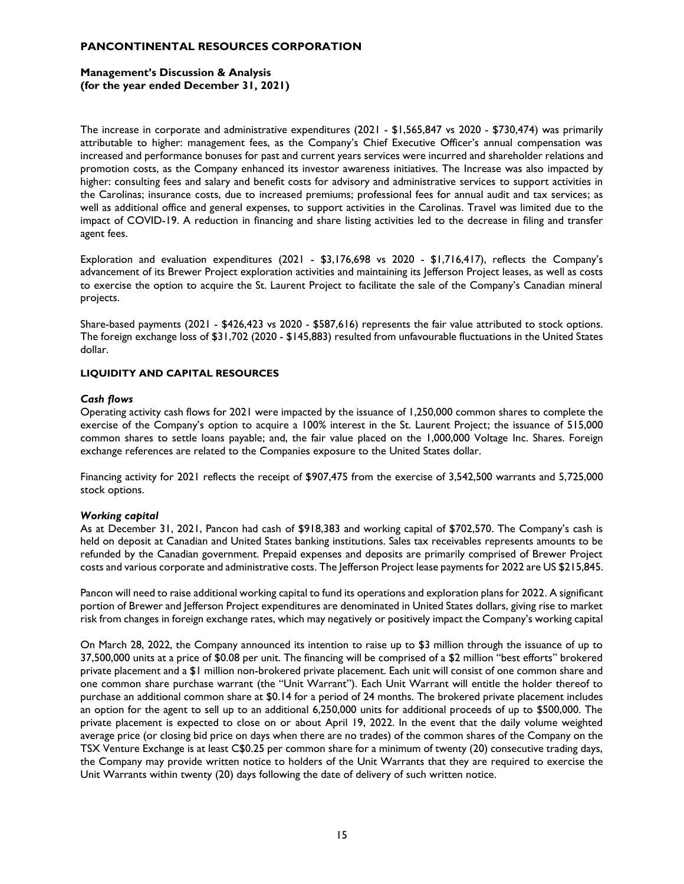The increase in corporate and administrative expenditures (2021 - $1,565,847 vs 2020 - $730,474) was primarily attributable to higher: management fees, as the Company's Chief Executive Officer's annual compensation was increased and performance bonuses for past and current years services were incurred and shareholder relations and promotion costs, as the Company enhanced its investor awareness initiatives. The Increase was also impacted by higher: consulting fees and salary and benefit costs for advisory and administrative services to support activities in the Carolinas; insurance costs, due to increased premiums; professional fees for annual audit and tax services; as well as additional office and general expenses, to support activities in the Carolinas. Travel was limited due to the impact of COVID-19. A reduction in financing and share listing activities led to the decrease in filing and transfer agent fees.

Exploration and evaluation expenditures (2021 - $3,176,698 vs 2020 - $1,716,417), reflects the Company's advancement of its Brewer Project exploration activities and maintaining its Jefferson Project leases, as well as costs to exercise the option to acquire the St. Laurent Project to facilitate the sale of the Company's Canadian mineral projects.

Share-based payments (2021 - $426,423 vs 2020 - $587,616) represents the fair value attributed to stock options. The foreign exchange loss of $31,702 (2020 - $145,883) resulted from unfavourable fluctuations in the United States dollar.

## LIQUIDITY AND CAPITAL RESOURCES

### *Cash flows*

Operating activity cash flows for 2021 were impacted by the issuance of 1,250,000 common shares to complete the exercise of the Company's option to acquire a 100% interest in the St. Laurent Project; the issuance of 515,000 common shares to settle loans payable; and, the fair value placed on the 1,000,000 Voltage Inc. Shares. Foreign exchange references are related to the Companies exposure to the United States dollar.

Financing activity for 2021 reflects the receipt of $907,475 from the exercise of 3,542,500 warrants and 5,725,000 stock options.

### *Working capital*

As at December 31, 2021, Pancon had cash of $918,383 and working capital of $702,570. The Company's cash is held on deposit at Canadian and United States banking institutions. Sales tax receivables represents amounts to be refunded by the Canadian government. Prepaid expenses and deposits are primarily comprised of Brewer Project costs and various corporate and administrative costs. The Jefferson Project lease payments for 2022 are US $215,845.

Pancon will need to raise additional working capital to fund its operations and exploration plans for 2022. A significant portion of Brewer and Jefferson Project expenditures are denominated in United States dollars, giving rise to market risk from changes in foreign exchange rates, which may negatively or positively impact the Company's working capital

On March 28, 2022, the Company announced its intention to raise up to $3 million through the issuance of up to 37,500,000 units at a price of $0.08 per unit. The financing will be comprised of a $2 million "best efforts" brokered private placement and a $1 million non-brokered private placement. Each unit will consist of one common share and one common share purchase warrant (the "Unit Warrant"). Each Unit Warrant will entitle the holder thereof to purchase an additional common share at $0.14 for a period of 24 months. The brokered private placement includes an option for the agent to sell up to an additional 6,250,000 units for additional proceeds of up to $500,000. The private placement is expected to close on or about April 19, 2022. In the event that the daily volume weighted average price (or closing bid price on days when there are no trades) of the common shares of the Company on the TSX Venture Exchange is at least C$0.25 per common share for a minimum of twenty (20) consecutive trading days, the Company may provide written notice to holders of the Unit Warrants that they are required to exercise the Unit Warrants within twenty (20) days following the date of delivery of such written notice.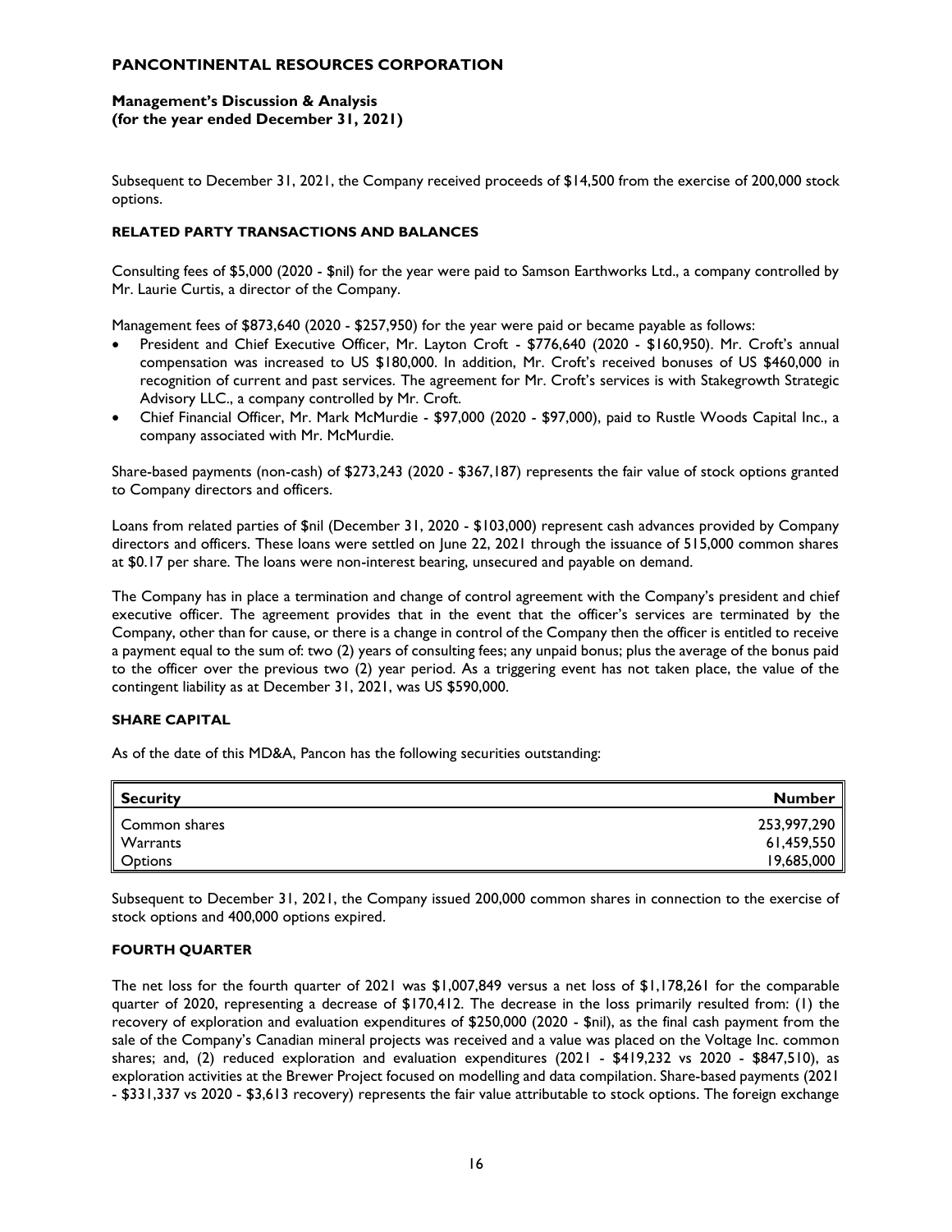Subsequent to December 31, 2021, the Company received proceeds of $14,500 from the exercise of 200,000 stock options.

### RELATED PARTY TRANSACTIONS AND BALANCES

Consulting fees of $5,000 (2020 - $nil) for the year were paid to Samson Earthworks Ltd., a company controlled by Mr. Laurie Curtis, a director of the Company.

Management fees of $873,640 (2020 - $257,950) for the year were paid or became payable as follows:

- President and Chief Executive Officer, Mr. Layton Croft - $776,640 (2020 - $160,950). Mr. Croft's annual compensation was increased to US $180,000. In addition, Mr. Croft's received bonuses of US $460,000 in recognition of current and past services. The agreement for Mr. Croft's services is with Stakegrowth Strategic Advisory LLC., a company controlled by Mr. Croft.
- Chief Financial Officer, Mr. Mark McMurdie - $97,000 (2020 - $97,000), paid to Rustle Woods Capital Inc., a company associated with Mr. McMurdie.

Share-based payments (non-cash) of $273,243 (2020 - $367,187) represents the fair value of stock options granted to Company directors and officers.

Loans from related parties of $nil (December 31, 2020 - $103,000) represent cash advances provided by Company directors and officers. These loans were settled on June 22, 2021 through the issuance of 515,000 common shares at $0.17 per share. The loans were non-interest bearing, unsecured and payable on demand.

The Company has in place a termination and change of control agreement with the Company's president and chief executive officer. The agreement provides that in the event that the officer's services are terminated by the Company, other than for cause, or there is a change in control of the Company then the officer is entitled to receive a payment equal to the sum of: two (2) years of consulting fees; any unpaid bonus; plus the average of the bonus paid to the officer over the previous two (2) year period. As a triggering event has not taken place, the value of the contingent liability as at December 31, 2021, was US $590,000.

### SHARE CAPITAL

As of the date of this MD&A, Pancon has the following securities outstanding:

| Security | Number |
|---|---:|
| Common shares | 253,997,290 |
| Warrants | 61,459,550 |
| Options | 19,685,000 |

Subsequent to December 31, 2021, the Company issued 200,000 common shares in connection to the exercise of stock options and 400,000 options expired.

### FOURTH QUARTER

The net loss for the fourth quarter of 2021 was $1,007,849 versus a net loss of $1,178,261 for the comparable quarter of 2020, representing a decrease of $170,412. The decrease in the loss primarily resulted from: (1) the recovery of exploration and evaluation expenditures of $250,000 (2020 - $nil), as the final cash payment from the sale of the Company's Canadian mineral projects was received and a value was placed on the Voltage Inc. common shares; and, (2) reduced exploration and evaluation expenditures (2021 - $419,232 vs 2020 - $847,510), as exploration activities at the Brewer Project focused on modelling and data compilation. Share-based payments (2021 - $331,337 vs 2020 - $3,613 recovery) represents the fair value attributable to stock options. The foreign exchange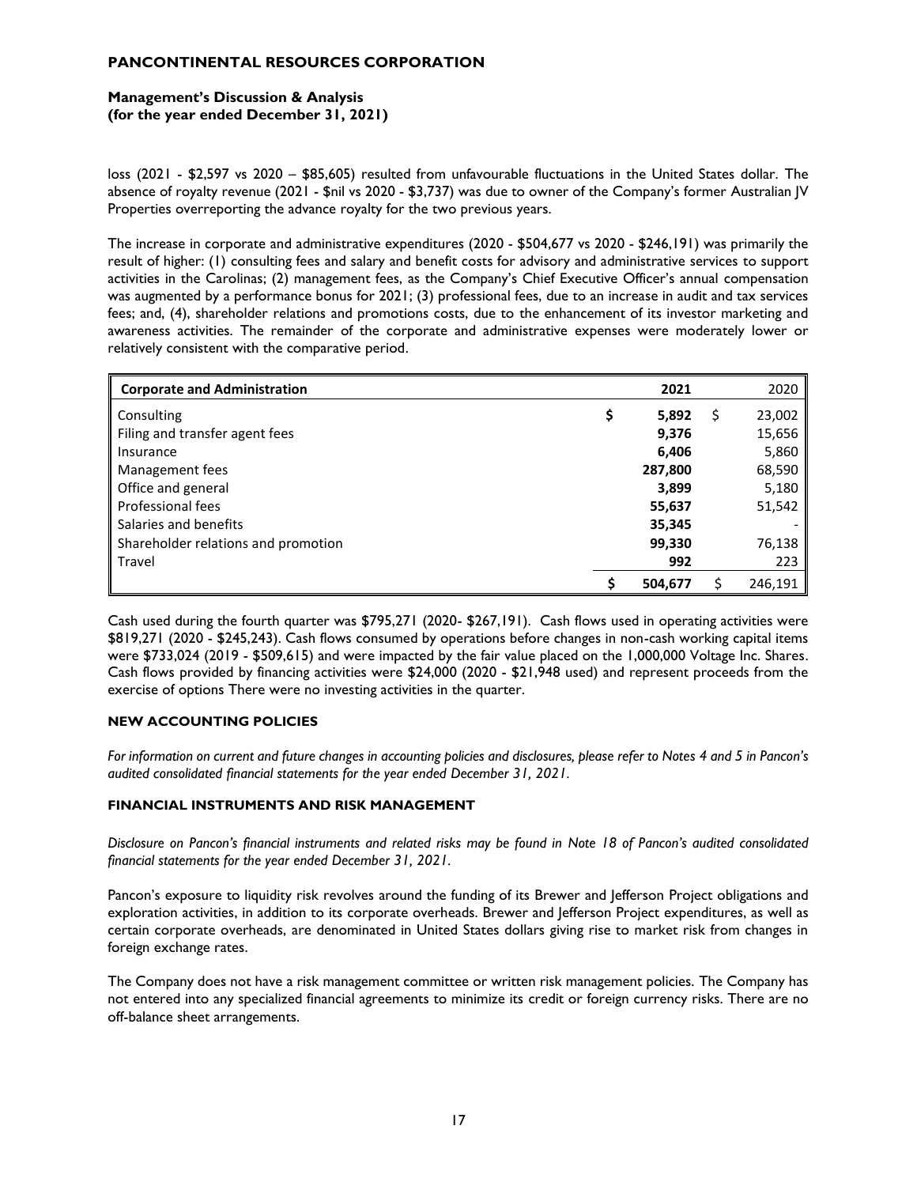loss (2021 - $2,597 vs 2020 – $85,605) resulted from unfavourable fluctuations in the United States dollar. The absence of royalty revenue (2021 - $nil vs 2020 - $3,737) was due to owner of the Company's former Australian JV Properties overreporting the advance royalty for the two previous years.

The increase in corporate and administrative expenditures (2020 - $504,677 vs 2020 - $246,191) was primarily the result of higher: (1) consulting fees and salary and benefit costs for advisory and administrative services to support activities in the Carolinas; (2) management fees, as the Company's Chief Executive Officer's annual compensation was augmented by a performance bonus for 2021; (3) professional fees, due to an increase in audit and tax services fees; and, (4), shareholder relations and promotions costs, due to the enhancement of its investor marketing and awareness activities. The remainder of the corporate and administrative expenses were moderately lower or relatively consistent with the comparative period.

| **Corporate and Administration** | **2021** | 2020 |
|---|---|---|
| Consulting | **$ 5,892** | $ 23,002 |
| Filing and transfer agent fees | **9,376** | 15,656 |
| Insurance | **6,406** | 5,860 |
| Management fees | **287,800** | 68,590 |
| Office and general | **3,899** | 5,180 |
| Professional fees | **55,637** | 51,542 |
| Salaries and benefits | **35,345** | - |
| Shareholder relations and promotion | **99,330** | 76,138 |
| Travel | **992** | 223 |
| | **$ 504,677** | $ 246,191 |

Cash used during the fourth quarter was $795,271 (2020- $267,191). Cash flows used in operating activities were $819,271 (2020 - $245,243). Cash flows consumed by operations before changes in non-cash working capital items were $733,024 (2019 - $509,615) and were impacted by the fair value placed on the 1,000,000 Voltage Inc. Shares. Cash flows provided by financing activities were $24,000 (2020 - $21,948 used) and represent proceeds from the exercise of options There were no investing activities in the quarter.

## NEW ACCOUNTING POLICIES

*For information on current and future changes in accounting policies and disclosures, please refer to Notes 4 and 5 in Pancon's audited consolidated financial statements for the year ended December 31, 2021.*

## FINANCIAL INSTRUMENTS AND RISK MANAGEMENT

*Disclosure on Pancon's financial instruments and related risks may be found in Note 18 of Pancon's audited consolidated financial statements for the year ended December 31, 2021.*

Pancon's exposure to liquidity risk revolves around the funding of its Brewer and Jefferson Project obligations and exploration activities, in addition to its corporate overheads. Brewer and Jefferson Project expenditures, as well as certain corporate overheads, are denominated in United States dollars giving rise to market risk from changes in foreign exchange rates.

The Company does not have a risk management committee or written risk management policies. The Company has not entered into any specialized financial agreements to minimize its credit or foreign currency risks. There are no off-balance sheet arrangements.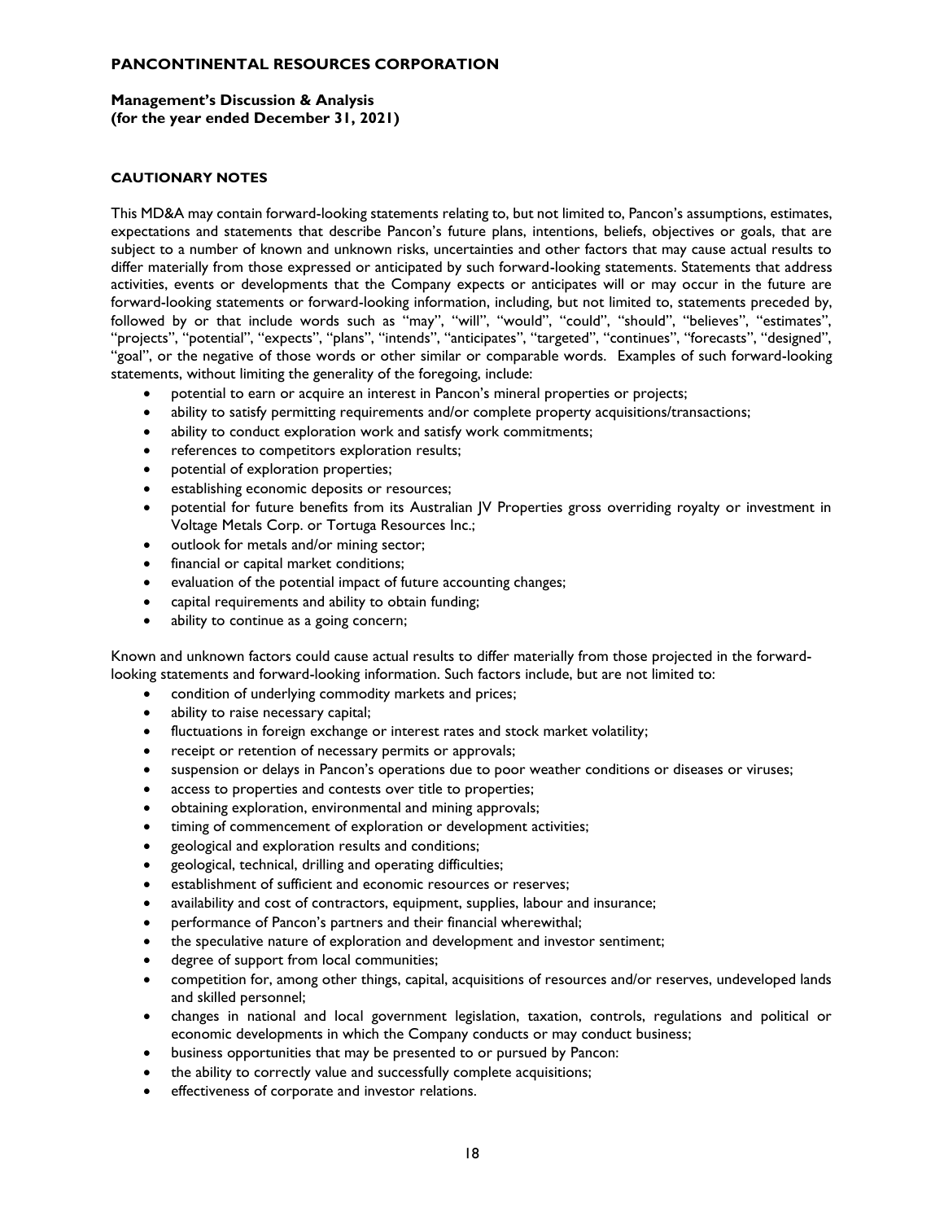# PANCONTINENTAL RESOURCES CORPORATION

**Management's Discussion & Analysis**
**(for the year ended December 31, 2021)**

## CAUTIONARY NOTES

This MD&A may contain forward-looking statements relating to, but not limited to, Pancon's assumptions, estimates, expectations and statements that describe Pancon's future plans, intentions, beliefs, objectives or goals, that are subject to a number of known and unknown risks, uncertainties and other factors that may cause actual results to differ materially from those expressed or anticipated by such forward-looking statements. Statements that address activities, events or developments that the Company expects or anticipates will or may occur in the future are forward-looking statements or forward-looking information, including, but not limited to, statements preceded by, followed by or that include words such as "may", "will", "would", "could", "should", "believes", "estimates", "projects", "potential", "expects", "plans", "intends", "anticipates", "targeted", "continues", "forecasts", "designed", "goal", or the negative of those words or other similar or comparable words. Examples of such forward-looking statements, without limiting the generality of the foregoing, include:

- potential to earn or acquire an interest in Pancon's mineral properties or projects;
- ability to satisfy permitting requirements and/or complete property acquisitions/transactions;
- ability to conduct exploration work and satisfy work commitments;
- references to competitors exploration results;
- potential of exploration properties;
- establishing economic deposits or resources;
- potential for future benefits from its Australian JV Properties gross overriding royalty or investment in Voltage Metals Corp. or Tortuga Resources Inc.;
- outlook for metals and/or mining sector;
- financial or capital market conditions;
- evaluation of the potential impact of future accounting changes;
- capital requirements and ability to obtain funding;
- ability to continue as a going concern;

Known and unknown factors could cause actual results to differ materially from those projected in the forward-looking statements and forward-looking information. Such factors include, but are not limited to:

- condition of underlying commodity markets and prices;
- ability to raise necessary capital;
- fluctuations in foreign exchange or interest rates and stock market volatility;
- receipt or retention of necessary permits or approvals;
- suspension or delays in Pancon's operations due to poor weather conditions or diseases or viruses;
- access to properties and contests over title to properties;
- obtaining exploration, environmental and mining approvals;
- timing of commencement of exploration or development activities;
- geological and exploration results and conditions;
- geological, technical, drilling and operating difficulties;
- establishment of sufficient and economic resources or reserves;
- availability and cost of contractors, equipment, supplies, labour and insurance;
- performance of Pancon's partners and their financial wherewithal;
- the speculative nature of exploration and development and investor sentiment;
- degree of support from local communities;
- competition for, among other things, capital, acquisitions of resources and/or reserves, undeveloped lands and skilled personnel;
- changes in national and local government legislation, taxation, controls, regulations and political or economic developments in which the Company conducts or may conduct business;
- business opportunities that may be presented to or pursued by Pancon:
- the ability to correctly value and successfully complete acquisitions;
- effectiveness of corporate and investor relations.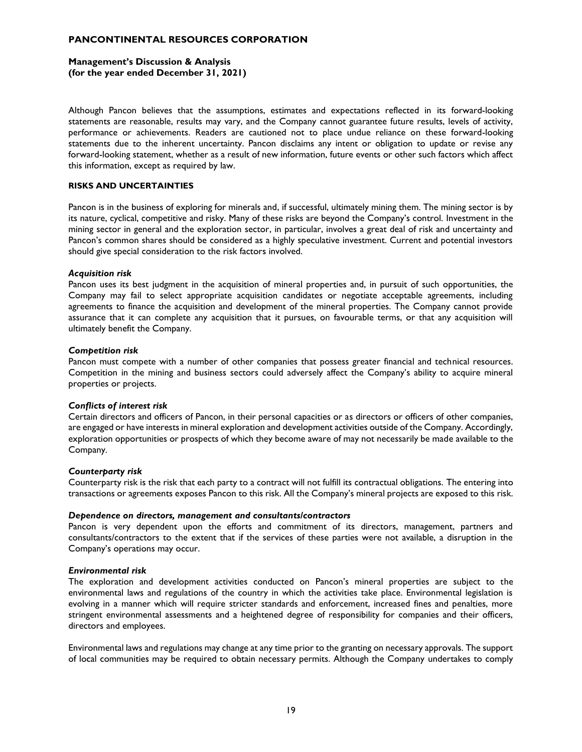Although Pancon believes that the assumptions, estimates and expectations reflected in its forward-looking statements are reasonable, results may vary, and the Company cannot guarantee future results, levels of activity, performance or achievements. Readers are cautioned not to place undue reliance on these forward-looking statements due to the inherent uncertainty. Pancon disclaims any intent or obligation to update or revise any forward-looking statement, whether as a result of new information, future events or other such factors which affect this information, except as required by law.

## RISKS AND UNCERTAINTIES

Pancon is in the business of exploring for minerals and, if successful, ultimately mining them. The mining sector is by its nature, cyclical, competitive and risky. Many of these risks are beyond the Company's control. Investment in the mining sector in general and the exploration sector, in particular, involves a great deal of risk and uncertainty and Pancon's common shares should be considered as a highly speculative investment. Current and potential investors should give special consideration to the risk factors involved.

***Acquisition risk***

Pancon uses its best judgment in the acquisition of mineral properties and, in pursuit of such opportunities, the Company may fail to select appropriate acquisition candidates or negotiate acceptable agreements, including agreements to finance the acquisition and development of the mineral properties. The Company cannot provide assurance that it can complete any acquisition that it pursues, on favourable terms, or that any acquisition will ultimately benefit the Company.

***Competition risk***

Pancon must compete with a number of other companies that possess greater financial and technical resources. Competition in the mining and business sectors could adversely affect the Company's ability to acquire mineral properties or projects.

***Conflicts of interest risk***

Certain directors and officers of Pancon, in their personal capacities or as directors or officers of other companies, are engaged or have interests in mineral exploration and development activities outside of the Company. Accordingly, exploration opportunities or prospects of which they become aware of may not necessarily be made available to the Company.

***Counterparty risk***

Counterparty risk is the risk that each party to a contract will not fulfill its contractual obligations. The entering into transactions or agreements exposes Pancon to this risk. All the Company's mineral projects are exposed to this risk.

***Dependence on directors, management and consultants/contractors***

Pancon is very dependent upon the efforts and commitment of its directors, management, partners and consultants/contractors to the extent that if the services of these parties were not available, a disruption in the Company's operations may occur.

***Environmental risk***

The exploration and development activities conducted on Pancon's mineral properties are subject to the environmental laws and regulations of the country in which the activities take place. Environmental legislation is evolving in a manner which will require stricter standards and enforcement, increased fines and penalties, more stringent environmental assessments and a heightened degree of responsibility for companies and their officers, directors and employees.

Environmental laws and regulations may change at any time prior to the granting on necessary approvals. The support of local communities may be required to obtain necessary permits. Although the Company undertakes to comply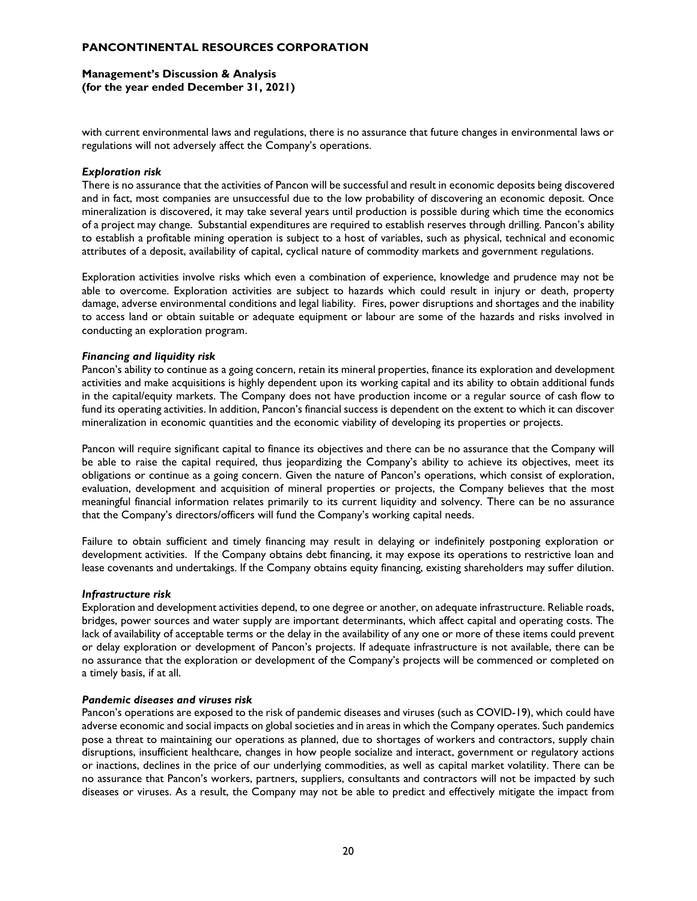with current environmental laws and regulations, there is no assurance that future changes in environmental laws or regulations will not adversely affect the Company's operations.

***Exploration risk***

There is no assurance that the activities of Pancon will be successful and result in economic deposits being discovered and in fact, most companies are unsuccessful due to the low probability of discovering an economic deposit. Once mineralization is discovered, it may take several years until production is possible during which time the economics of a project may change. Substantial expenditures are required to establish reserves through drilling. Pancon's ability to establish a profitable mining operation is subject to a host of variables, such as physical, technical and economic attributes of a deposit, availability of capital, cyclical nature of commodity markets and government regulations.

Exploration activities involve risks which even a combination of experience, knowledge and prudence may not be able to overcome. Exploration activities are subject to hazards which could result in injury or death, property damage, adverse environmental conditions and legal liability. Fires, power disruptions and shortages and the inability to access land or obtain suitable or adequate equipment or labour are some of the hazards and risks involved in conducting an exploration program.

***Financing and liquidity risk***

Pancon's ability to continue as a going concern, retain its mineral properties, finance its exploration and development activities and make acquisitions is highly dependent upon its working capital and its ability to obtain additional funds in the capital/equity markets. The Company does not have production income or a regular source of cash flow to fund its operating activities. In addition, Pancon's financial success is dependent on the extent to which it can discover mineralization in economic quantities and the economic viability of developing its properties or projects.

Pancon will require significant capital to finance its objectives and there can be no assurance that the Company will be able to raise the capital required, thus jeopardizing the Company's ability to achieve its objectives, meet its obligations or continue as a going concern. Given the nature of Pancon's operations, which consist of exploration, evaluation, development and acquisition of mineral properties or projects, the Company believes that the most meaningful financial information relates primarily to its current liquidity and solvency. There can be no assurance that the Company's directors/officers will fund the Company's working capital needs.

Failure to obtain sufficient and timely financing may result in delaying or indefinitely postponing exploration or development activities. If the Company obtains debt financing, it may expose its operations to restrictive loan and lease covenants and undertakings. If the Company obtains equity financing, existing shareholders may suffer dilution.

***Infrastructure risk***

Exploration and development activities depend, to one degree or another, on adequate infrastructure. Reliable roads, bridges, power sources and water supply are important determinants, which affect capital and operating costs. The lack of availability of acceptable terms or the delay in the availability of any one or more of these items could prevent or delay exploration or development of Pancon's projects. If adequate infrastructure is not available, there can be no assurance that the exploration or development of the Company's projects will be commenced or completed on a timely basis, if at all.

***Pandemic diseases and viruses risk***

Pancon's operations are exposed to the risk of pandemic diseases and viruses (such as COVID-19), which could have adverse economic and social impacts on global societies and in areas in which the Company operates. Such pandemics pose a threat to maintaining our operations as planned, due to shortages of workers and contractors, supply chain disruptions, insufficient healthcare, changes in how people socialize and interact, government or regulatory actions or inactions, declines in the price of our underlying commodities, as well as capital market volatility. There can be no assurance that Pancon's workers, partners, suppliers, consultants and contractors will not be impacted by such diseases or viruses. As a result, the Company may not be able to predict and effectively mitigate the impact from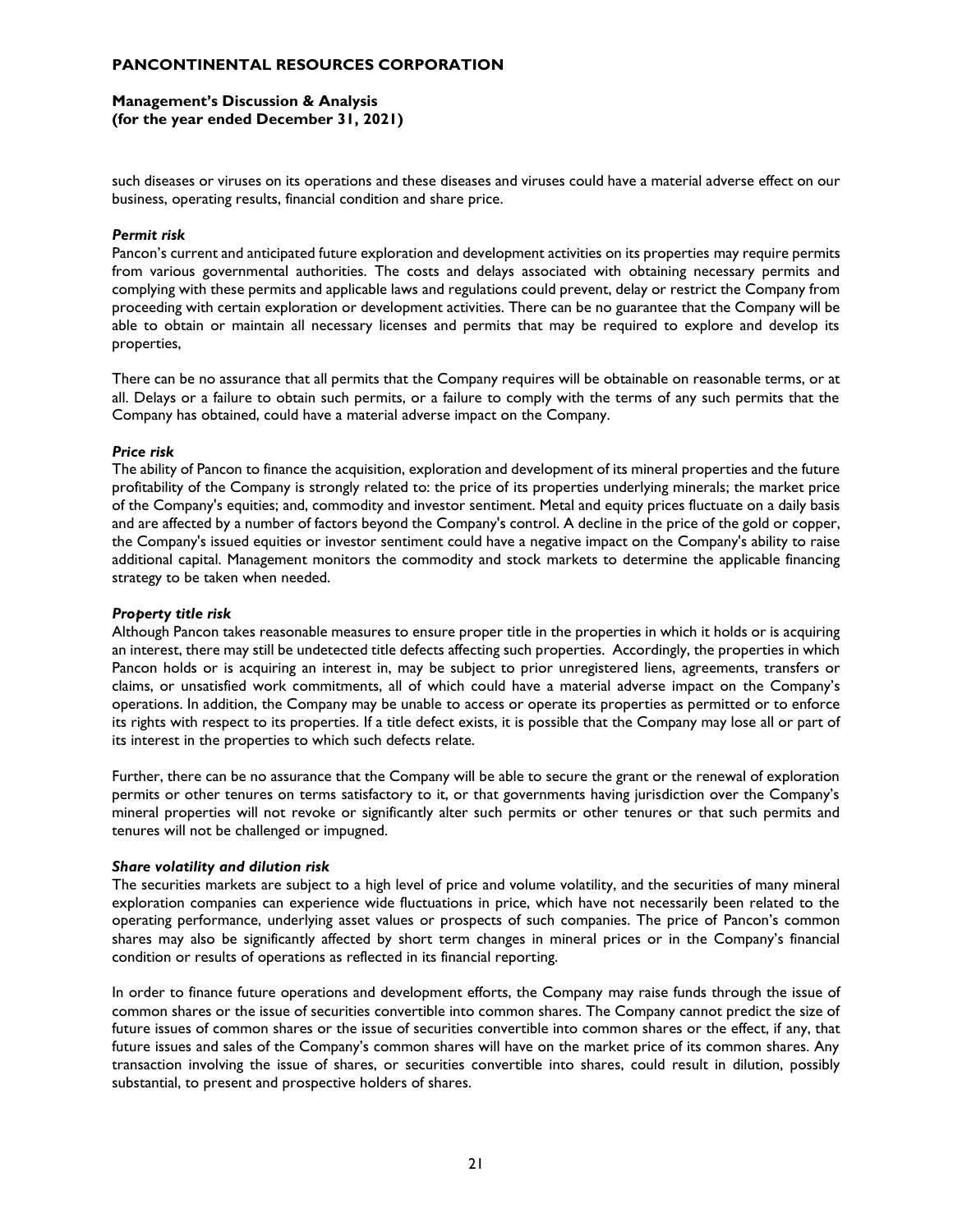such diseases or viruses on its operations and these diseases and viruses could have a material adverse effect on our business, operating results, financial condition and share price.

***Permit risk***

Pancon's current and anticipated future exploration and development activities on its properties may require permits from various governmental authorities. The costs and delays associated with obtaining necessary permits and complying with these permits and applicable laws and regulations could prevent, delay or restrict the Company from proceeding with certain exploration or development activities. There can be no guarantee that the Company will be able to obtain or maintain all necessary licenses and permits that may be required to explore and develop its properties,

There can be no assurance that all permits that the Company requires will be obtainable on reasonable terms, or at all. Delays or a failure to obtain such permits, or a failure to comply with the terms of any such permits that the Company has obtained, could have a material adverse impact on the Company.

***Price risk***

The ability of Pancon to finance the acquisition, exploration and development of its mineral properties and the future profitability of the Company is strongly related to: the price of its properties underlying minerals; the market price of the Company's equities; and, commodity and investor sentiment. Metal and equity prices fluctuate on a daily basis and are affected by a number of factors beyond the Company's control. A decline in the price of the gold or copper, the Company's issued equities or investor sentiment could have a negative impact on the Company's ability to raise additional capital. Management monitors the commodity and stock markets to determine the applicable financing strategy to be taken when needed.

***Property title risk***

Although Pancon takes reasonable measures to ensure proper title in the properties in which it holds or is acquiring an interest, there may still be undetected title defects affecting such properties. Accordingly, the properties in which Pancon holds or is acquiring an interest in, may be subject to prior unregistered liens, agreements, transfers or claims, or unsatisfied work commitments, all of which could have a material adverse impact on the Company's operations. In addition, the Company may be unable to access or operate its properties as permitted or to enforce its rights with respect to its properties. If a title defect exists, it is possible that the Company may lose all or part of its interest in the properties to which such defects relate.

Further, there can be no assurance that the Company will be able to secure the grant or the renewal of exploration permits or other tenures on terms satisfactory to it, or that governments having jurisdiction over the Company's mineral properties will not revoke or significantly alter such permits or other tenures or that such permits and tenures will not be challenged or impugned.

***Share volatility and dilution risk***

The securities markets are subject to a high level of price and volume volatility, and the securities of many mineral exploration companies can experience wide fluctuations in price, which have not necessarily been related to the operating performance, underlying asset values or prospects of such companies. The price of Pancon's common shares may also be significantly affected by short term changes in mineral prices or in the Company's financial condition or results of operations as reflected in its financial reporting.

In order to finance future operations and development efforts, the Company may raise funds through the issue of common shares or the issue of securities convertible into common shares. The Company cannot predict the size of future issues of common shares or the issue of securities convertible into common shares or the effect, if any, that future issues and sales of the Company's common shares will have on the market price of its common shares. Any transaction involving the issue of shares, or securities convertible into shares, could result in dilution, possibly substantial, to present and prospective holders of shares.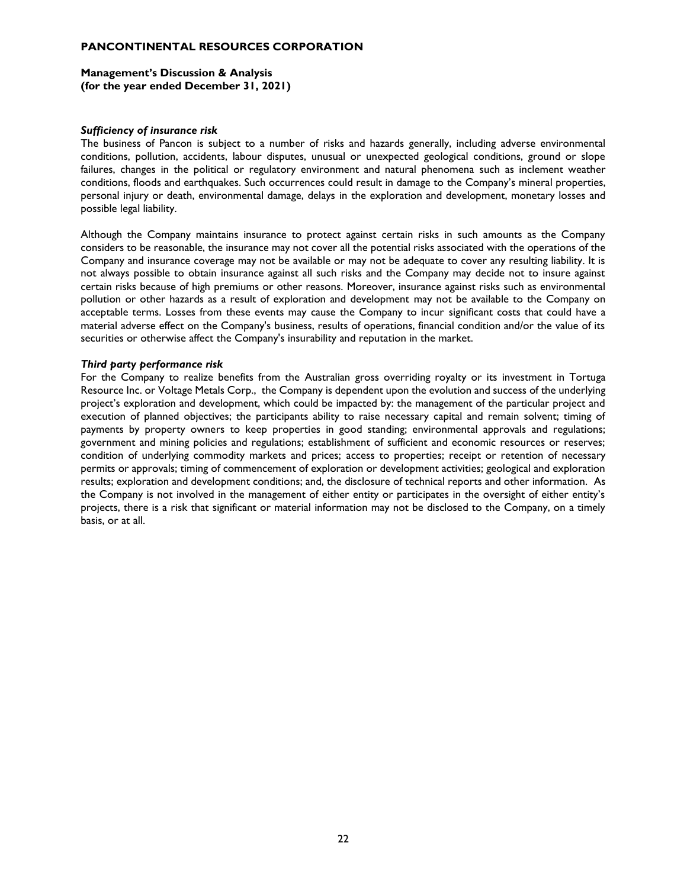#### *Sufficiency of insurance risk*

The business of Pancon is subject to a number of risks and hazards generally, including adverse environmental conditions, pollution, accidents, labour disputes, unusual or unexpected geological conditions, ground or slope failures, changes in the political or regulatory environment and natural phenomena such as inclement weather conditions, floods and earthquakes. Such occurrences could result in damage to the Company's mineral properties, personal injury or death, environmental damage, delays in the exploration and development, monetary losses and possible legal liability.

Although the Company maintains insurance to protect against certain risks in such amounts as the Company considers to be reasonable, the insurance may not cover all the potential risks associated with the operations of the Company and insurance coverage may not be available or may not be adequate to cover any resulting liability. It is not always possible to obtain insurance against all such risks and the Company may decide not to insure against certain risks because of high premiums or other reasons. Moreover, insurance against risks such as environmental pollution or other hazards as a result of exploration and development may not be available to the Company on acceptable terms. Losses from these events may cause the Company to incur significant costs that could have a material adverse effect on the Company's business, results of operations, financial condition and/or the value of its securities or otherwise affect the Company's insurability and reputation in the market.

#### *Third party performance risk*

For the Company to realize benefits from the Australian gross overriding royalty or its investment in Tortuga Resource Inc. or Voltage Metals Corp., the Company is dependent upon the evolution and success of the underlying project's exploration and development, which could be impacted by: the management of the particular project and execution of planned objectives; the participants ability to raise necessary capital and remain solvent; timing of payments by property owners to keep properties in good standing; environmental approvals and regulations; government and mining policies and regulations; establishment of sufficient and economic resources or reserves; condition of underlying commodity markets and prices; access to properties; receipt or retention of necessary permits or approvals; timing of commencement of exploration or development activities; geological and exploration results; exploration and development conditions; and, the disclosure of technical reports and other information. As the Company is not involved in the management of either entity or participates in the oversight of either entity's projects, there is a risk that significant or material information may not be disclosed to the Company, on a timely basis, or at all.